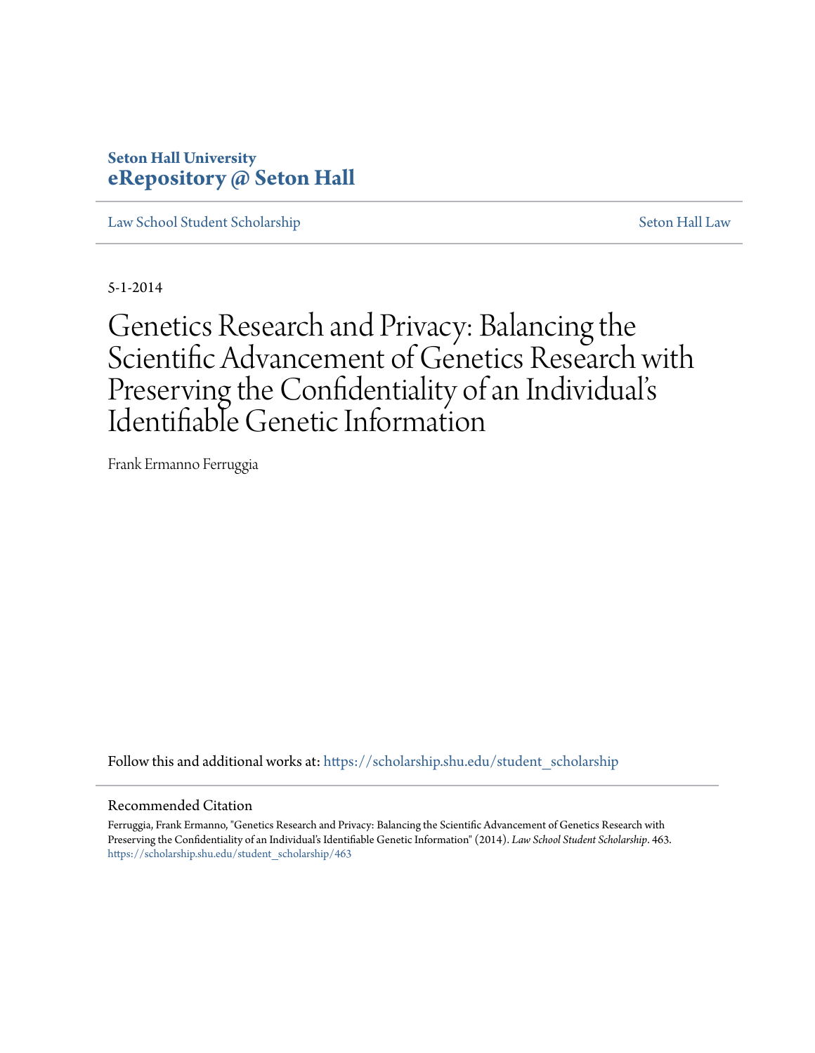Seton Hall University
**eRepository @ Seton Hall**

Law School Student Scholarship | Seton Hall Law

5-1-2014

# Genetics Research and Privacy: Balancing the Scientific Advancement of Genetics Research with Preserving the Confidentiality of an Individual's Identifiable Genetic Information

Frank Ermanno Ferruggia

Follow this and additional works at: https://scholarship.shu.edu/student_scholarship

## Recommended Citation

Ferruggia, Frank Ermanno, "Genetics Research and Privacy: Balancing the Scientific Advancement of Genetics Research with Preserving the Confidentiality of an Individual's Identifiable Genetic Information" (2014). *Law School Student Scholarship*. 463.
https://scholarship.shu.edu/student_scholarship/463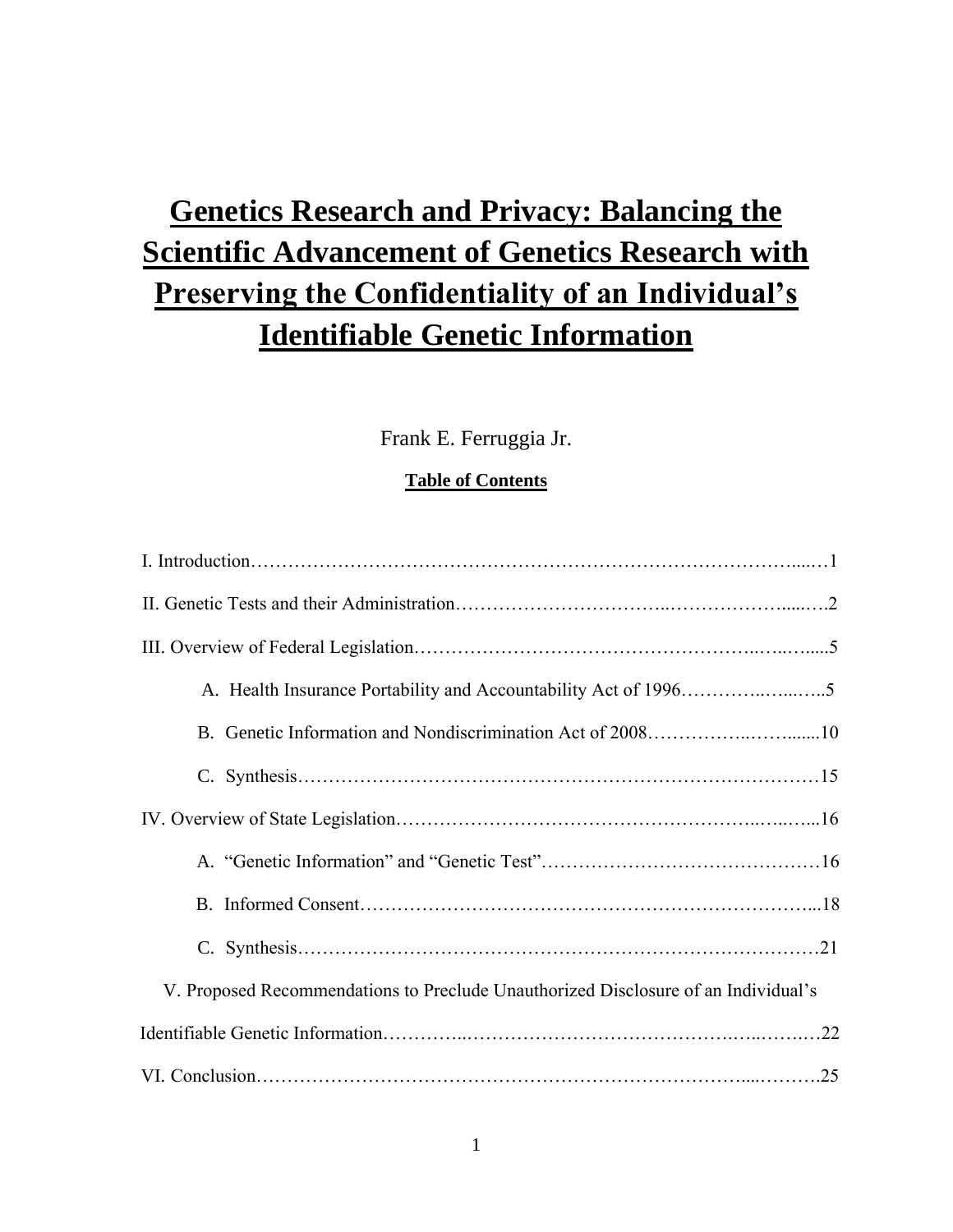# Genetics Research and Privacy: Balancing the Scientific Advancement of Genetics Research with Preserving the Confidentiality of an Individual's Identifiable Genetic Information

Frank E. Ferruggia Jr.

**Table of Contents**

I. Introduction……………………………………………………………………………....…1

II. Genetic Tests and their Administration……………………………..………………......….2

III. Overview of Federal Legislation……………………………………………..…..….....5

A. Health Insurance Portability and Accountability Act of 1996…………..…...…..5

B. Genetic Information and Nondiscrimination Act of 2008……………..……......10

C. Synthesis…………………………………………………………………………15

IV. Overview of State Legislation……………………….…………………….………..…..…...16

A. "Genetic Information" and "Genetic Test"………………………………………16

B. Informed Consent……………………………………………………….……...18

C. Synthesis…………………………………………………………………………21

V. Proposed Recommendations to Preclude Unauthorized Disclosure of an Individual's Identifiable Genetic Information…………...……………………………….…..……..…22

VI. Conclusion……………………….……………………………………………....……….25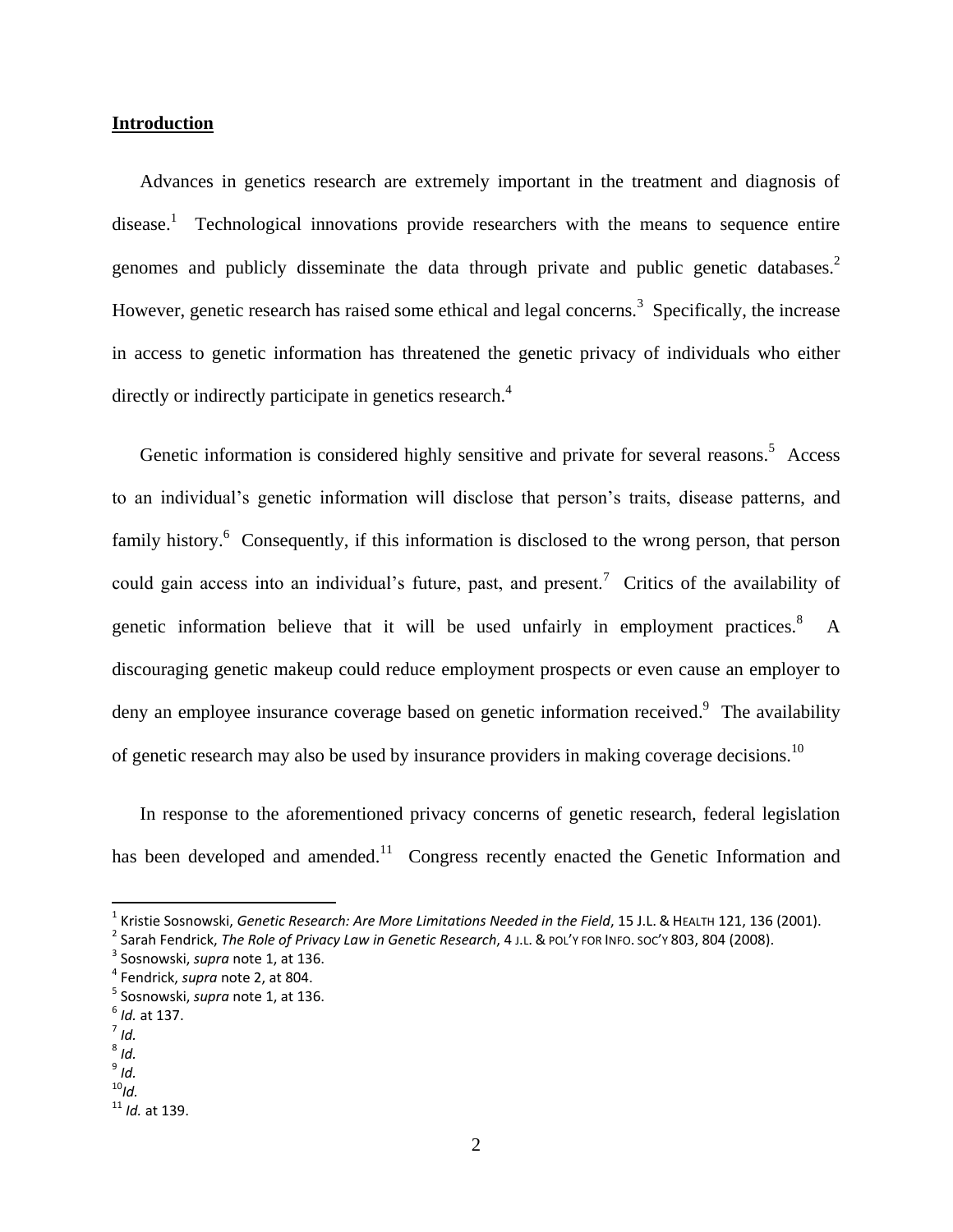## Introduction

Advances in genetics research are extremely important in the treatment and diagnosis of disease.[1] Technological innovations provide researchers with the means to sequence entire genomes and publicly disseminate the data through private and public genetic databases.[2] However, genetic research has raised some ethical and legal concerns.[3] Specifically, the increase in access to genetic information has threatened the genetic privacy of individuals who either directly or indirectly participate in genetics research.[4]

Genetic information is considered highly sensitive and private for several reasons.[5] Access to an individual's genetic information will disclose that person's traits, disease patterns, and family history.[6] Consequently, if this information is disclosed to the wrong person, that person could gain access into an individual's future, past, and present.[7] Critics of the availability of genetic information believe that it will be used unfairly in employment practices.[8] A discouraging genetic makeup could reduce employment prospects or even cause an employer to deny an employee insurance coverage based on genetic information received.[9] The availability of genetic research may also be used by insurance providers in making coverage decisions.[10]

In response to the aforementioned privacy concerns of genetic research, federal legislation has been developed and amended.[11] Congress recently enacted the Genetic Information and

---

[1] Kristie Sosnowski, *Genetic Research: Are More Limitations Needed in the Field*, 15 J.L. & HEALTH 121, 136 (2001).
[2] Sarah Fendrick, *The Role of Privacy Law in Genetic Research*, 4 J.L. & POL'Y FOR INFO. SOC'Y 803, 804 (2008).
[3] Sosnowski, *supra* note 1, at 136.
[4] Fendrick, *supra* note 2, at 804.
[5] Sosnowski, *supra* note 1, at 136.
[6] *Id.* at 137.
[7] *Id.*
[8] *Id.*
[9] *Id.*
[10] *Id.*
[11] *Id.* at 139.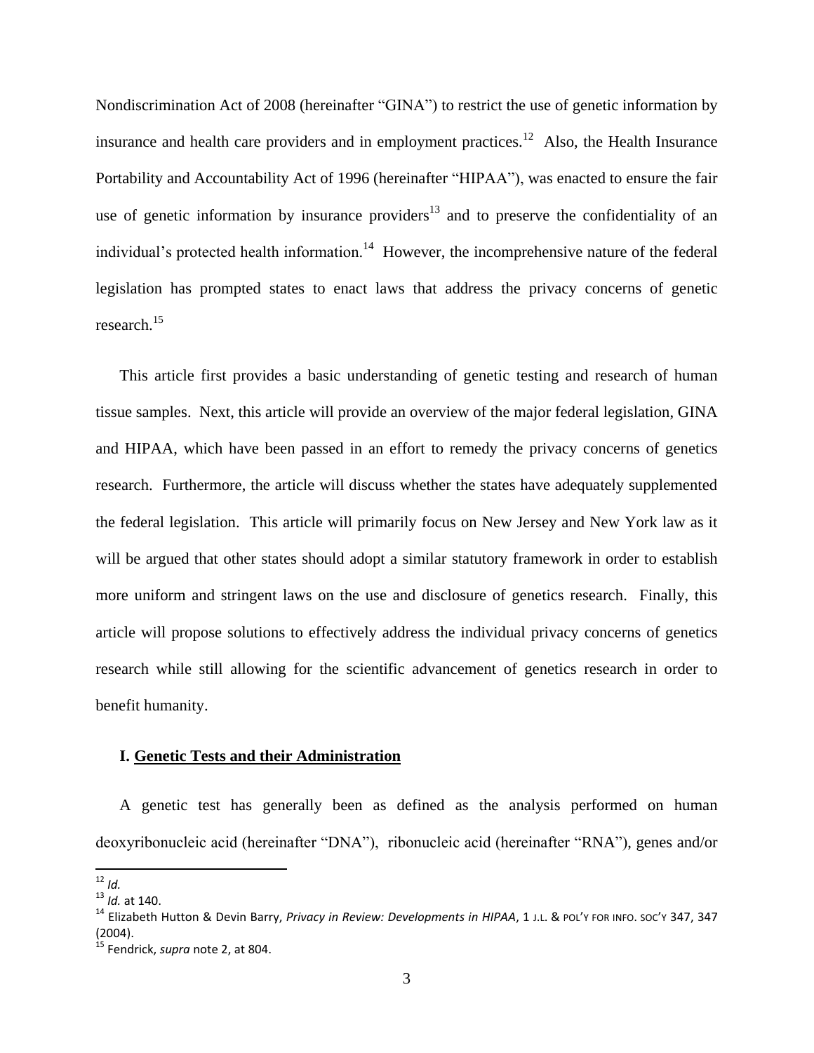Nondiscrimination Act of 2008 (hereinafter "GINA") to restrict the use of genetic information by insurance and health care providers and in employment practices.[12] Also, the Health Insurance Portability and Accountability Act of 1996 (hereinafter "HIPAA"), was enacted to ensure the fair use of genetic information by insurance providers[13] and to preserve the confidentiality of an individual's protected health information.[14] However, the incomprehensive nature of the federal legislation has prompted states to enact laws that address the privacy concerns of genetic research.[15]

This article first provides a basic understanding of genetic testing and research of human tissue samples. Next, this article will provide an overview of the major federal legislation, GINA and HIPAA, which have been passed in an effort to remedy the privacy concerns of genetics research. Furthermore, the article will discuss whether the states have adequately supplemented the federal legislation. This article will primarily focus on New Jersey and New York law as it will be argued that other states should adopt a similar statutory framework in order to establish more uniform and stringent laws on the use and disclosure of genetics research. Finally, this article will propose solutions to effectively address the individual privacy concerns of genetics research while still allowing for the scientific advancement of genetics research in order to benefit humanity.

## I. <u>Genetic Tests and their Administration</u>

A genetic test has generally been as defined as the analysis performed on human deoxyribonucleic acid (hereinafter "DNA"), ribonucleic acid (hereinafter "RNA"), genes and/or

---

[12] *Id.*

[13] *Id.* at 140.

[14] Elizabeth Hutton & Devin Barry, *Privacy in Review: Developments in HIPAA*, 1 J.L. & POL'Y FOR INFO. SOC'Y 347, 347 (2004).

[15] Fendrick, *supra* note 2, at 804.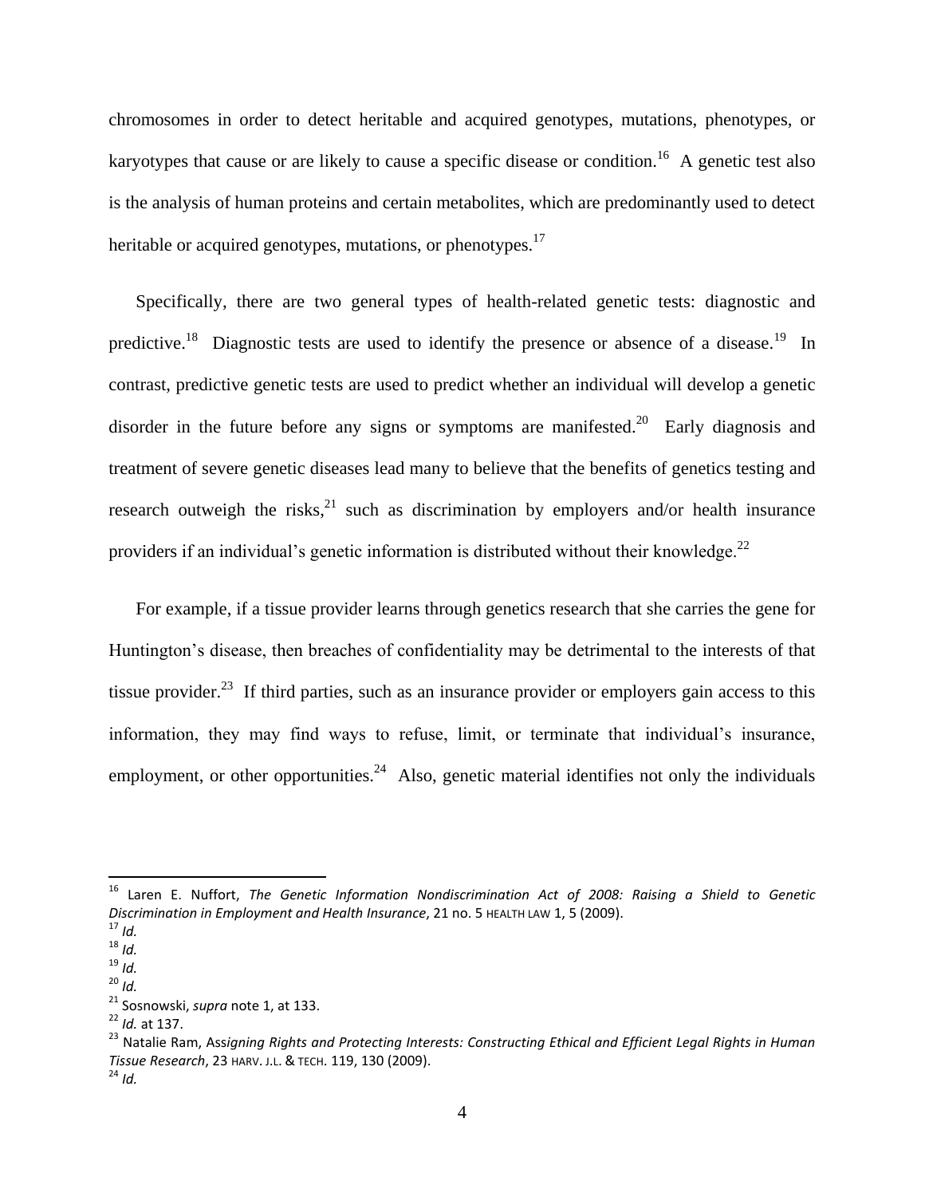chromosomes in order to detect heritable and acquired genotypes, mutations, phenotypes, or karyotypes that cause or are likely to cause a specific disease or condition.[16] A genetic test also is the analysis of human proteins and certain metabolites, which are predominantly used to detect heritable or acquired genotypes, mutations, or phenotypes.[17]

Specifically, there are two general types of health-related genetic tests: diagnostic and predictive.[18] Diagnostic tests are used to identify the presence or absence of a disease.[19] In contrast, predictive genetic tests are used to predict whether an individual will develop a genetic disorder in the future before any signs or symptoms are manifested.[20] Early diagnosis and treatment of severe genetic diseases lead many to believe that the benefits of genetics testing and research outweigh the risks,[21] such as discrimination by employers and/or health insurance providers if an individual's genetic information is distributed without their knowledge.[22]

For example, if a tissue provider learns through genetics research that she carries the gene for Huntington's disease, then breaches of confidentiality may be detrimental to the interests of that tissue provider.[23] If third parties, such as an insurance provider or employers gain access to this information, they may find ways to refuse, limit, or terminate that individual's insurance, employment, or other opportunities.[24] Also, genetic material identifies not only the individuals

---

[16] Laren E. Nuffort, *The Genetic Information Nondiscrimination Act of 2008: Raising a Shield to Genetic Discrimination in Employment and Health Insurance*, 21 no. 5 HEALTH LAW 1, 5 (2009).

[17] *Id.*

[18] *Id.*

[19] *Id.*

[20] *Id.*

[21] Sosnowski, *supra* note 1, at 133.

[22] *Id.* at 137.

[23] Natalie Ram, A*ssigning Rights and Protecting Interests: Constructing Ethical and Efficient Legal Rights in Human Tissue Research*, 23 HARV. J.L. & TECH. 119, 130 (2009).

[24] *Id.*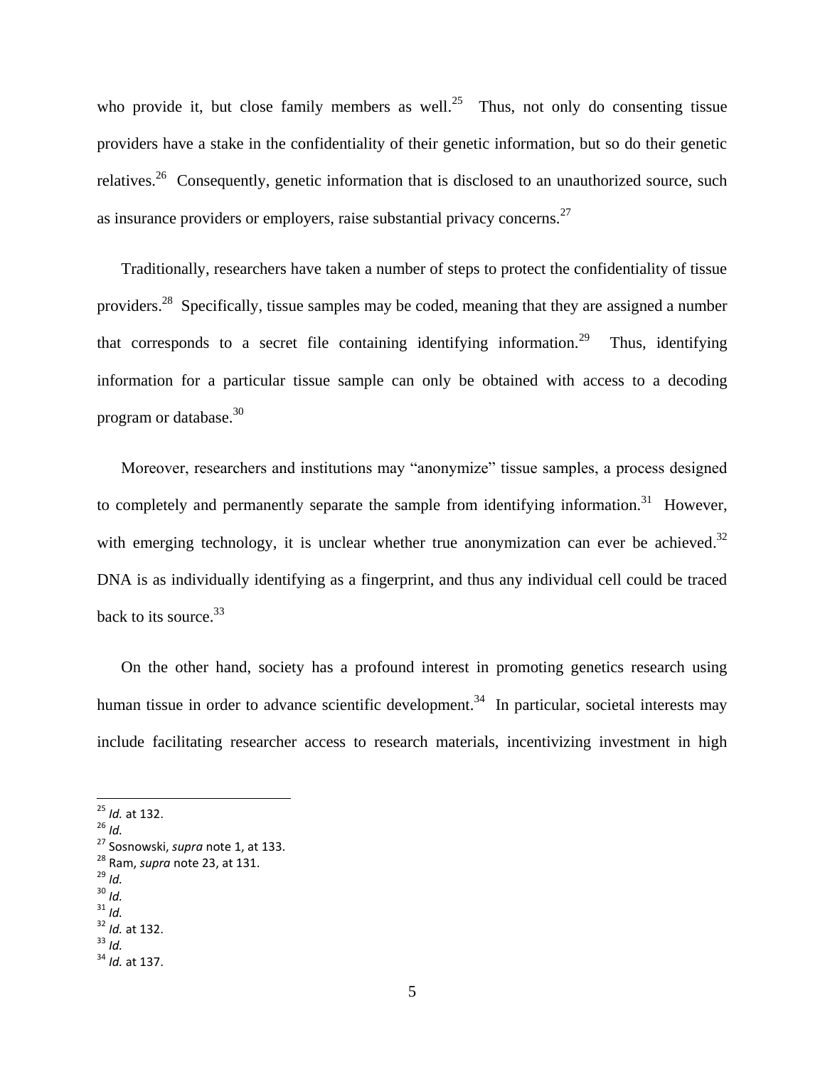who provide it, but close family members as well.[25] Thus, not only do consenting tissue providers have a stake in the confidentiality of their genetic information, but so do their genetic relatives.[26] Consequently, genetic information that is disclosed to an unauthorized source, such as insurance providers or employers, raise substantial privacy concerns.[27]

Traditionally, researchers have taken a number of steps to protect the confidentiality of tissue providers.[28] Specifically, tissue samples may be coded, meaning that they are assigned a number that corresponds to a secret file containing identifying information.[29] Thus, identifying information for a particular tissue sample can only be obtained with access to a decoding program or database.[30]

Moreover, researchers and institutions may "anonymize" tissue samples, a process designed to completely and permanently separate the sample from identifying information.[31] However, with emerging technology, it is unclear whether true anonymization can ever be achieved.[32] DNA is as individually identifying as a fingerprint, and thus any individual cell could be traced back to its source.[33]

On the other hand, society has a profound interest in promoting genetics research using human tissue in order to advance scientific development.[34] In particular, societal interests may include facilitating researcher access to research materials, incentivizing investment in high

---

[25] *Id.* at 132.
[26] *Id.*
[27] Sosnowski, *supra* note 1, at 133.
[28] Ram, *supra* note 23, at 131.
[29] *Id.*
[30] *Id.*
[31] *Id.*
[32] *Id.* at 132.
[33] *Id.*
[34] *Id.* at 137.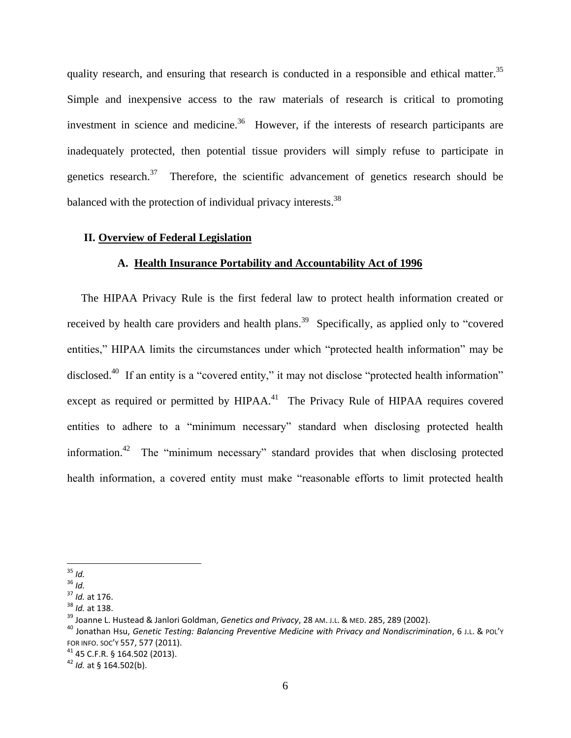quality research, and ensuring that research is conducted in a responsible and ethical matter.[35] Simple and inexpensive access to the raw materials of research is critical to promoting investment in science and medicine.[36] However, if the interests of research participants are inadequately protected, then potential tissue providers will simply refuse to participate in genetics research.[37] Therefore, the scientific advancement of genetics research should be balanced with the protection of individual privacy interests.[38]

## II. Overview of Federal Legislation

### A. Health Insurance Portability and Accountability Act of 1996

The HIPAA Privacy Rule is the first federal law to protect health information created or received by health care providers and health plans.[39] Specifically, as applied only to "covered entities," HIPAA limits the circumstances under which "protected health information" may be disclosed.[40] If an entity is a "covered entity," it may not disclose "protected health information" except as required or permitted by HIPAA.[41] The Privacy Rule of HIPAA requires covered entities to adhere to a "minimum necessary" standard when disclosing protected health information.[42] The "minimum necessary" standard provides that when disclosing protected health information, a covered entity must make "reasonable efforts to limit protected health

---

[35] *Id.*

[36] *Id.*

[37] *Id.* at 176.

[38] *Id.* at 138.

[39] Joanne L. Hustead & Janlori Goldman, *Genetics and Privacy*, 28 AM. J.L. & MED. 285, 289 (2002).

[40] Jonathan Hsu, *Genetic Testing: Balancing Preventive Medicine with Privacy and Nondiscrimination*, 6 J.L. & POL'Y FOR INFO. SOC'Y 557, 577 (2011).

[41] 45 C.F.R. § 164.502 (2013).

[42] *Id.* at § 164.502(b).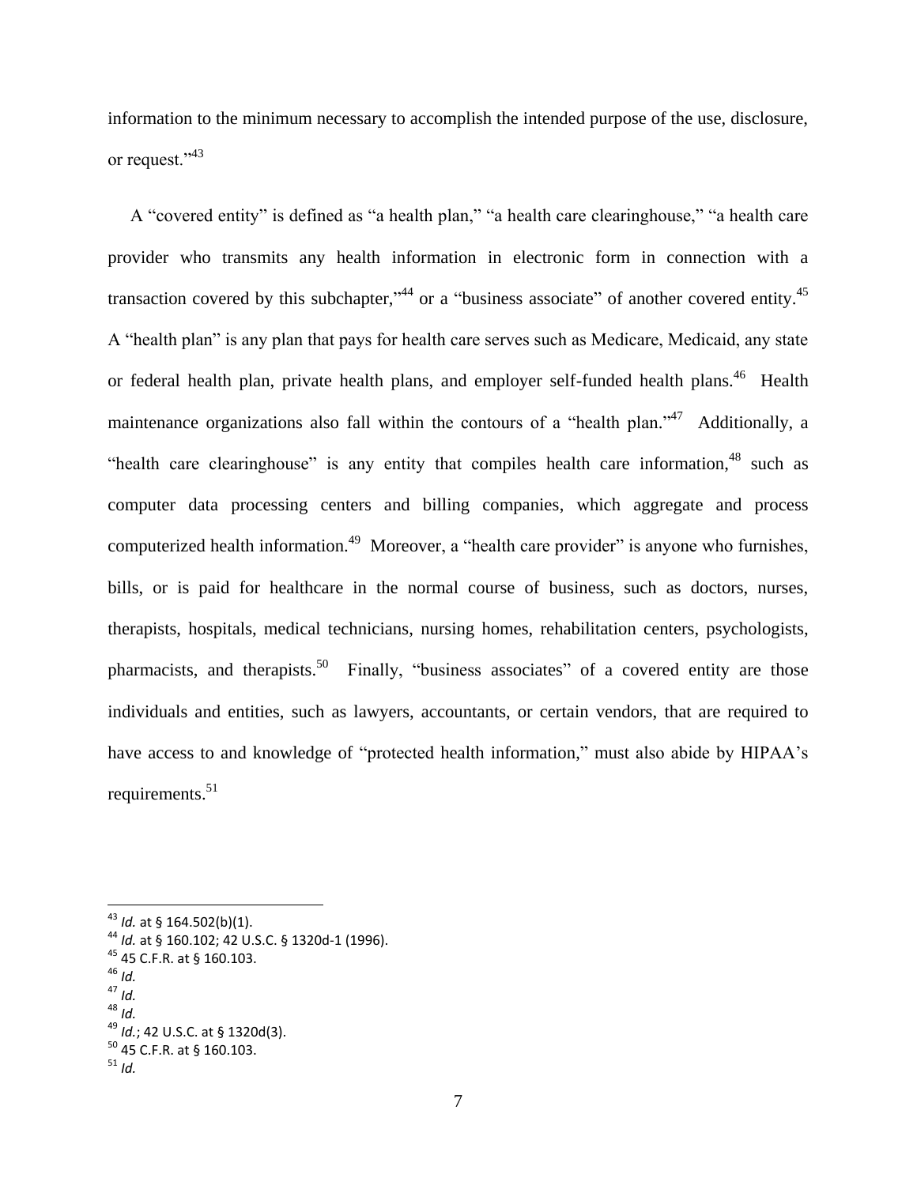information to the minimum necessary to accomplish the intended purpose of the use, disclosure, or request."[43]

A "covered entity" is defined as "a health plan," "a health care clearinghouse," "a health care provider who transmits any health information in electronic form in connection with a transaction covered by this subchapter,"[44] or a "business associate" of another covered entity.[45] A "health plan" is any plan that pays for health care serves such as Medicare, Medicaid, any state or federal health plan, private health plans, and employer self-funded health plans.[46] Health maintenance organizations also fall within the contours of a "health plan."[47] Additionally, a "health care clearinghouse" is any entity that compiles health care information,[48] such as computer data processing centers and billing companies, which aggregate and process computerized health information.[49] Moreover, a "health care provider" is anyone who furnishes, bills, or is paid for healthcare in the normal course of business, such as doctors, nurses, therapists, hospitals, medical technicians, nursing homes, rehabilitation centers, psychologists, pharmacists, and therapists.[50] Finally, "business associates" of a covered entity are those individuals and entities, such as lawyers, accountants, or certain vendors, that are required to have access to and knowledge of "protected health information," must also abide by HIPAA's requirements.[51]

---

[43] *Id.* at § 164.502(b)(1).
[44] *Id.* at § 160.102; 42 U.S.C. § 1320d-1 (1996).
[45] 45 C.F.R. at § 160.103.
[46] *Id.*
[47] *Id.*
[48] *Id.*
[49] *Id.*; 42 U.S.C. at § 1320d(3).
[50] 45 C.F.R. at § 160.103.
[51] *Id.*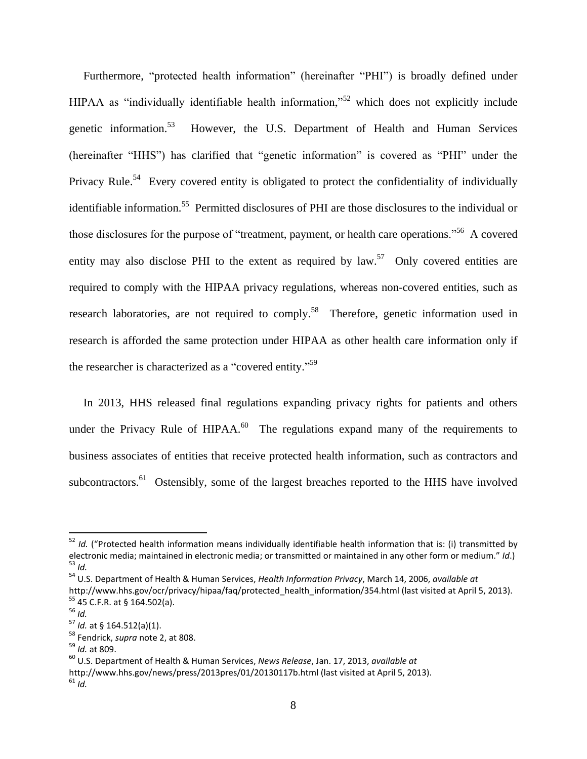Furthermore, "protected health information" (hereinafter "PHI") is broadly defined under HIPAA as "individually identifiable health information,"[52] which does not explicitly include genetic information.[53] However, the U.S. Department of Health and Human Services (hereinafter "HHS") has clarified that "genetic information" is covered as "PHI" under the Privacy Rule.[54] Every covered entity is obligated to protect the confidentiality of individually identifiable information.[55] Permitted disclosures of PHI are those disclosures to the individual or those disclosures for the purpose of "treatment, payment, or health care operations."[56] A covered entity may also disclose PHI to the extent as required by law.[57] Only covered entities are required to comply with the HIPAA privacy regulations, whereas non-covered entities, such as research laboratories, are not required to comply.[58] Therefore, genetic information used in research is afforded the same protection under HIPAA as other health care information only if the researcher is characterized as a "covered entity."[59]

In 2013, HHS released final regulations expanding privacy rights for patients and others under the Privacy Rule of HIPAA.[60] The regulations expand many of the requirements to business associates of entities that receive protected health information, such as contractors and subcontractors.[61] Ostensibly, some of the largest breaches reported to the HHS have involved

---

[52] *Id.* ("Protected health information means individually identifiable health information that is: (i) transmitted by electronic media; maintained in electronic media; or transmitted or maintained in any other form or medium." *Id*.)

[53] *Id.*

[54] U.S. Department of Health & Human Services, *Health Information Privacy*, March 14, 2006, *available at* http://www.hhs.gov/ocr/privacy/hipaa/faq/protected_health_information/354.html (last visited at April 5, 2013).

[55] 45 C.F.R. at § 164.502(a).

[56] *Id.*

[57] *Id.* at § 164.512(a)(1).

[58] Fendrick, *supra* note 2, at 808.

[59] *Id.* at 809.

[60] U.S. Department of Health & Human Services, *News Release*, Jan. 17, 2013, *available at* http://www.hhs.gov/news/press/2013pres/01/20130117b.html (last visited at April 5, 2013).

[61] *Id.*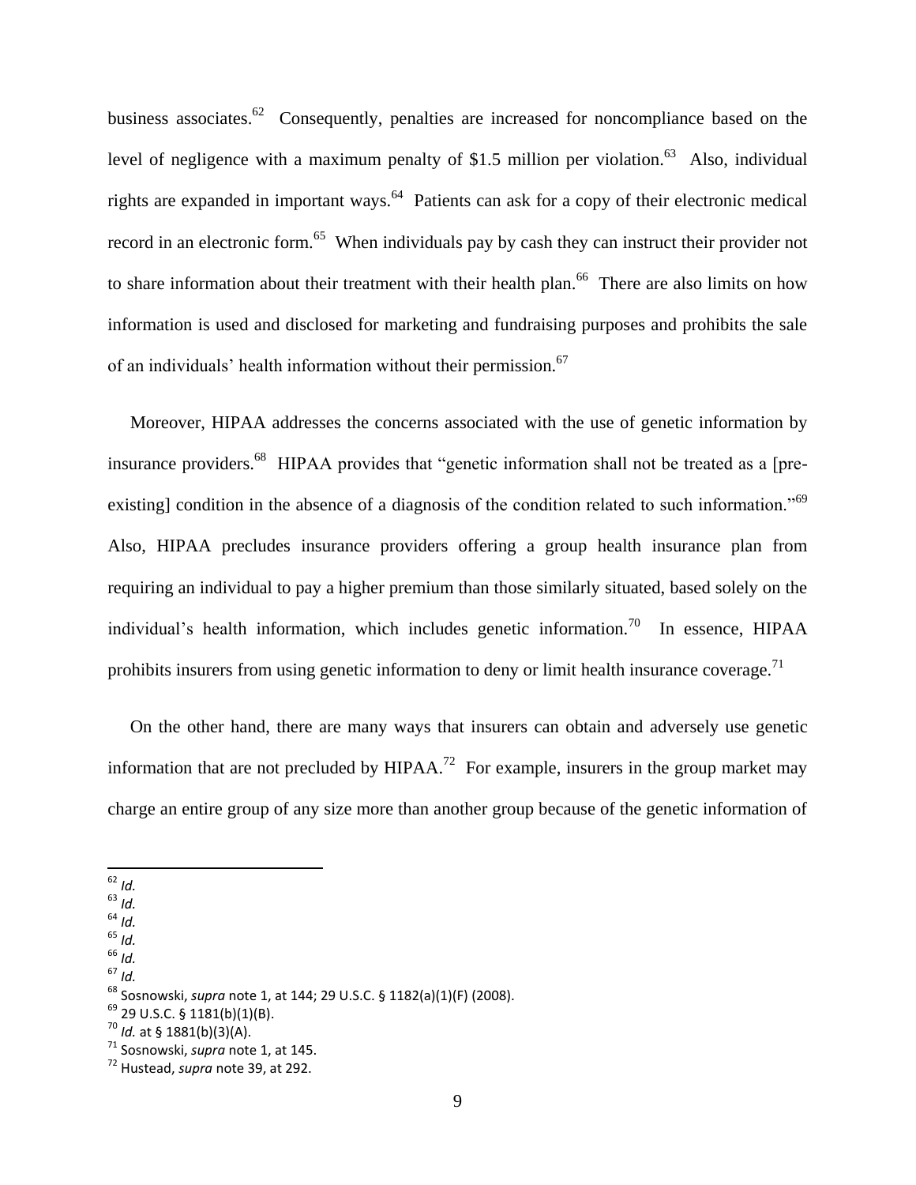business associates.[62] Consequently, penalties are increased for noncompliance based on the level of negligence with a maximum penalty of $1.5 million per violation.[63] Also, individual rights are expanded in important ways.[64] Patients can ask for a copy of their electronic medical record in an electronic form.[65] When individuals pay by cash they can instruct their provider not to share information about their treatment with their health plan.[66] There are also limits on how information is used and disclosed for marketing and fundraising purposes and prohibits the sale of an individuals' health information without their permission.[67]

Moreover, HIPAA addresses the concerns associated with the use of genetic information by insurance providers.[68] HIPAA provides that "genetic information shall not be treated as a [pre-existing] condition in the absence of a diagnosis of the condition related to such information."[69] Also, HIPAA precludes insurance providers offering a group health insurance plan from requiring an individual to pay a higher premium than those similarly situated, based solely on the individual's health information, which includes genetic information.[70] In essence, HIPAA prohibits insurers from using genetic information to deny or limit health insurance coverage.[71]

On the other hand, there are many ways that insurers can obtain and adversely use genetic information that are not precluded by HIPAA.[72] For example, insurers in the group market may charge an entire group of any size more than another group because of the genetic information of

---

[62] *Id.*

[63] *Id.*

[64] *Id.*

[65] *Id.*

[66] *Id.*

[67] *Id.*

[68] Sosnowski, *supra* note 1, at 144; 29 U.S.C. § 1182(a)(1)(F) (2008).

[69] 29 U.S.C. § 1181(b)(1)(B).

[70] *Id.* at § 1881(b)(3)(A).

[71] Sosnowski, *supra* note 1, at 145.

[72] Hustead, *supra* note 39, at 292.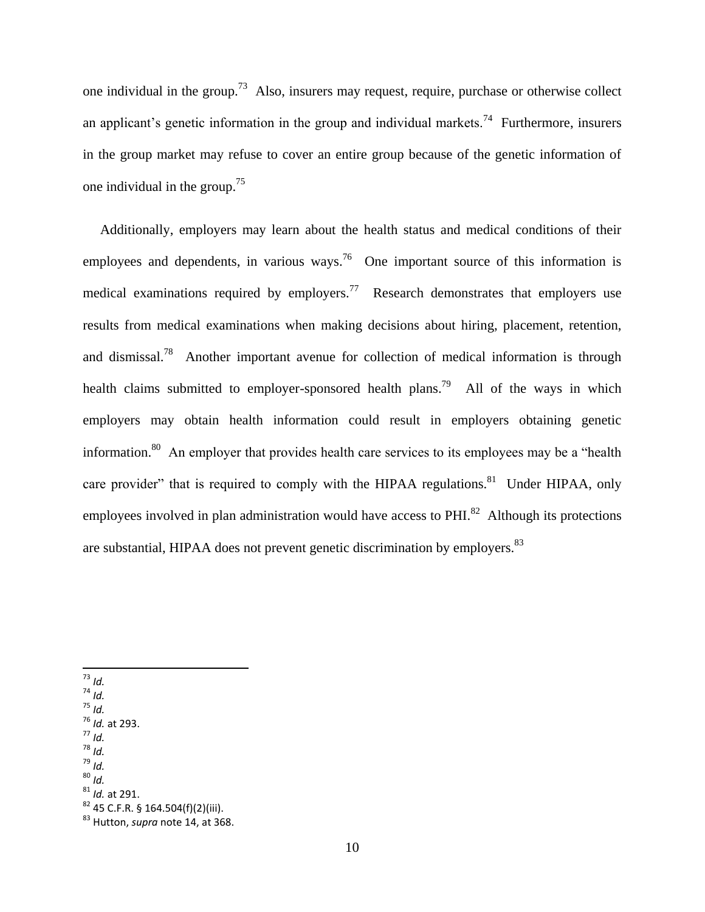one individual in the group.[73] Also, insurers may request, require, purchase or otherwise collect an applicant's genetic information in the group and individual markets.[74] Furthermore, insurers in the group market may refuse to cover an entire group because of the genetic information of one individual in the group.[75]

Additionally, employers may learn about the health status and medical conditions of their employees and dependents, in various ways.[76] One important source of this information is medical examinations required by employers.[77] Research demonstrates that employers use results from medical examinations when making decisions about hiring, placement, retention, and dismissal.[78] Another important avenue for collection of medical information is through health claims submitted to employer-sponsored health plans.[79] All of the ways in which employers may obtain health information could result in employers obtaining genetic information.[80] An employer that provides health care services to its employees may be a "health care provider" that is required to comply with the HIPAA regulations.[81] Under HIPAA, only employees involved in plan administration would have access to PHI.[82] Although its protections are substantial, HIPAA does not prevent genetic discrimination by employers.[83]

---

[73] *Id.*
[74] *Id.*
[75] *Id.*
[76] *Id.* at 293.
[77] *Id.*
[78] *Id.*
[79] *Id.*
[80] *Id.*
[81] *Id.* at 291.
[82] 45 C.F.R. § 164.504(f)(2)(iii).
[83] Hutton, *supra* note 14, at 368.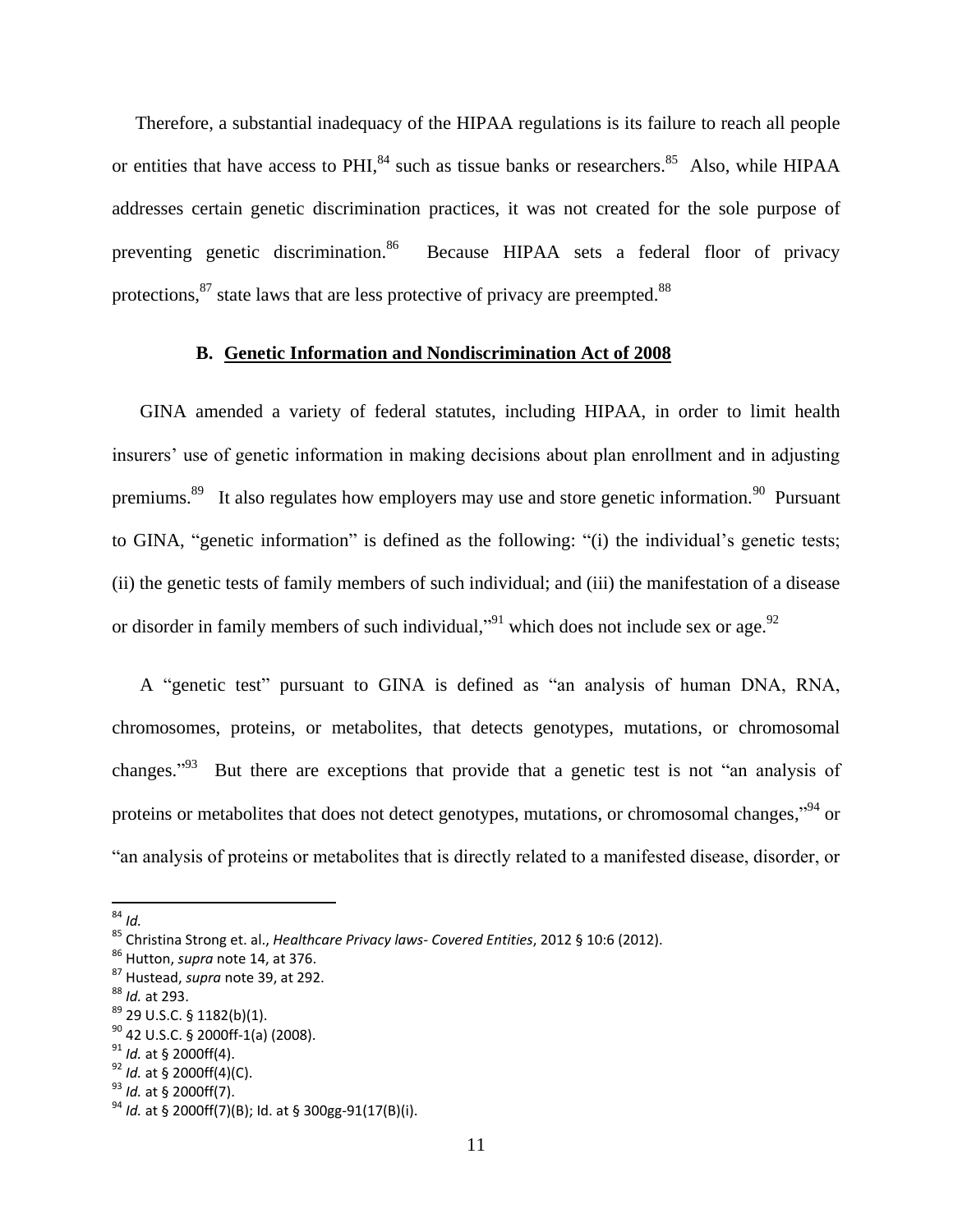Therefore, a substantial inadequacy of the HIPAA regulations is its failure to reach all people or entities that have access to PHI,[84] such as tissue banks or researchers.[85] Also, while HIPAA addresses certain genetic discrimination practices, it was not created for the sole purpose of preventing genetic discrimination.[86] Because HIPAA sets a federal floor of privacy protections,[87] state laws that are less protective of privacy are preempted.[88]

### B. Genetic Information and Nondiscrimination Act of 2008

GINA amended a variety of federal statutes, including HIPAA, in order to limit health insurers' use of genetic information in making decisions about plan enrollment and in adjusting premiums.[89] It also regulates how employers may use and store genetic information.[90] Pursuant to GINA, "genetic information" is defined as the following: "(i) the individual's genetic tests; (ii) the genetic tests of family members of such individual; and (iii) the manifestation of a disease or disorder in family members of such individual,"[91] which does not include sex or age.[92]

A "genetic test" pursuant to GINA is defined as "an analysis of human DNA, RNA, chromosomes, proteins, or metabolites, that detects genotypes, mutations, or chromosomal changes."[93] But there are exceptions that provide that a genetic test is not "an analysis of proteins or metabolites that does not detect genotypes, mutations, or chromosomal changes,"[94] or "an analysis of proteins or metabolites that is directly related to a manifested disease, disorder, or

---

[84] *Id.*

[85] Christina Strong et. al., *Healthcare Privacy laws- Covered Entities*, 2012 § 10:6 (2012).

[86] Hutton, *supra* note 14, at 376.

[87] Hustead, *supra* note 39, at 292.

[88] *Id.* at 293.

[89] 29 U.S.C. § 1182(b)(1).

[90] 42 U.S.C. § 2000ff-1(a) (2008).

[91] *Id.* at § 2000ff(4).

[92] *Id.* at § 2000ff(4)(C).

[93] *Id.* at § 2000ff(7).

[94] *Id.* at § 2000ff(7)(B); Id. at § 300gg-91(17(B)(i).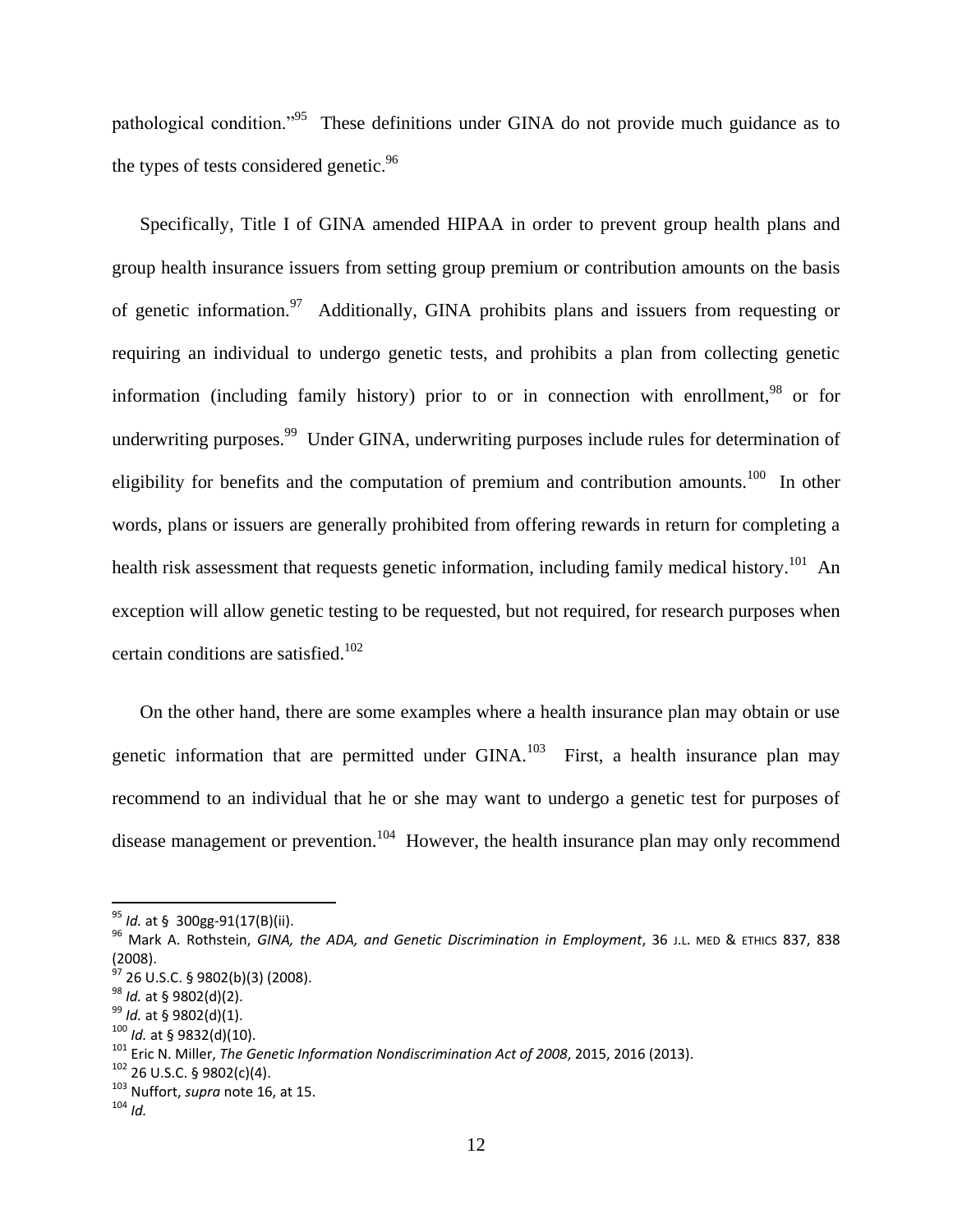pathological condition."[95] These definitions under GINA do not provide much guidance as to the types of tests considered genetic.[96]

Specifically, Title I of GINA amended HIPAA in order to prevent group health plans and group health insurance issuers from setting group premium or contribution amounts on the basis of genetic information.[97] Additionally, GINA prohibits plans and issuers from requesting or requiring an individual to undergo genetic tests, and prohibits a plan from collecting genetic information (including family history) prior to or in connection with enrollment,[98] or for underwriting purposes.[99] Under GINA, underwriting purposes include rules for determination of eligibility for benefits and the computation of premium and contribution amounts.[100] In other words, plans or issuers are generally prohibited from offering rewards in return for completing a health risk assessment that requests genetic information, including family medical history.[101] An exception will allow genetic testing to be requested, but not required, for research purposes when certain conditions are satisfied.[102]

On the other hand, there are some examples where a health insurance plan may obtain or use genetic information that are permitted under GINA.[103] First, a health insurance plan may recommend to an individual that he or she may want to undergo a genetic test for purposes of disease management or prevention.[104] However, the health insurance plan may only recommend

---

[95] *Id.* at § 300gg-91(17(B)(ii).

[96] Mark A. Rothstein, *GINA, the ADA, and Genetic Discrimination in Employment*, 36 J.L. MED & ETHICS 837, 838 (2008).

[97] 26 U.S.C. § 9802(b)(3) (2008).

[98] *Id.* at § 9802(d)(2).

[99] *Id.* at § 9802(d)(1).

[100] *Id.* at § 9832(d)(10).

[101] Eric N. Miller, *The Genetic Information Nondiscrimination Act of 2008*, 2015, 2016 (2013).

[102] 26 U.S.C. § 9802(c)(4).

[103] Nuffort, *supra* note 16, at 15.

[104] *Id.*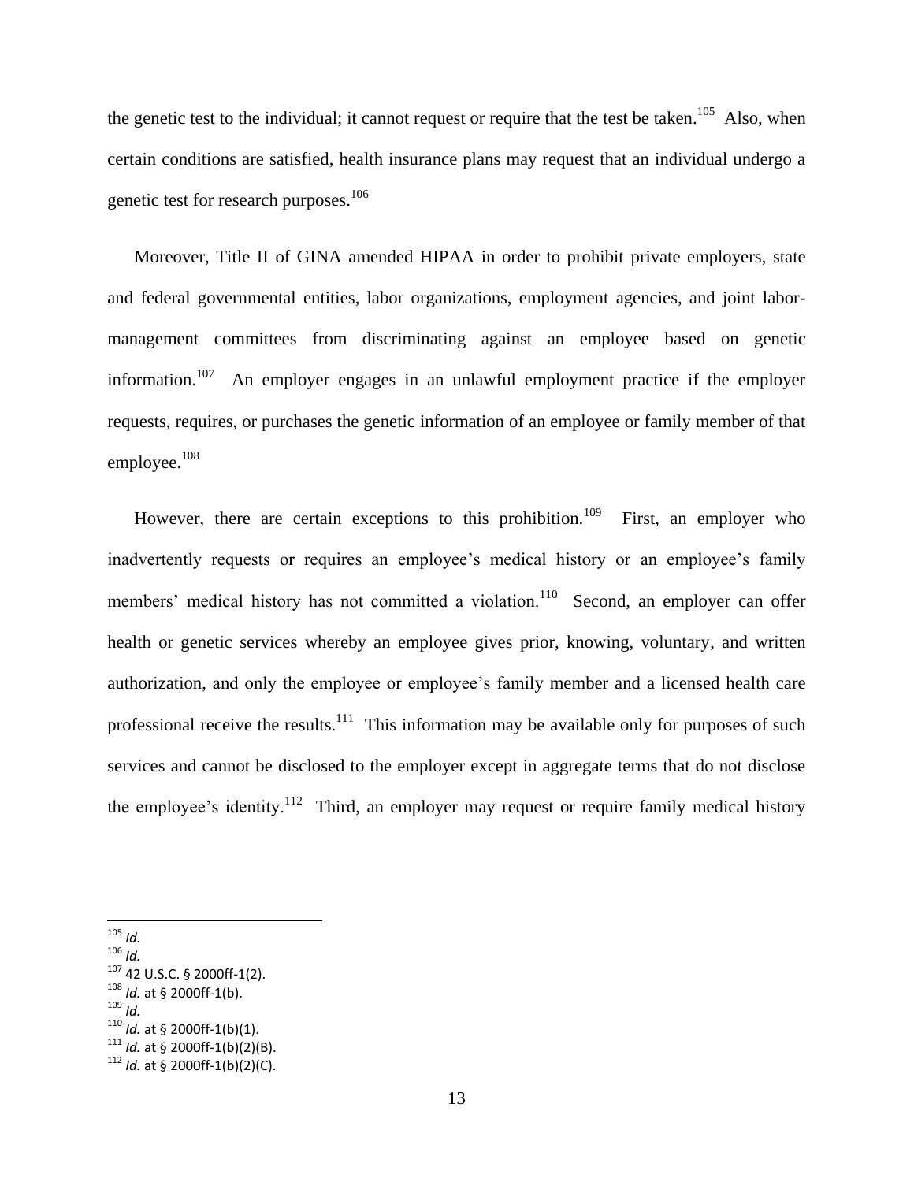the genetic test to the individual; it cannot request or require that the test be taken.[105] Also, when certain conditions are satisfied, health insurance plans may request that an individual undergo a genetic test for research purposes.[106]

Moreover, Title II of GINA amended HIPAA in order to prohibit private employers, state and federal governmental entities, labor organizations, employment agencies, and joint labor-management committees from discriminating against an employee based on genetic information.[107] An employer engages in an unlawful employment practice if the employer requests, requires, or purchases the genetic information of an employee or family member of that employee.[108]

However, there are certain exceptions to this prohibition.[109] First, an employer who inadvertently requests or requires an employee's medical history or an employee's family members' medical history has not committed a violation.[110] Second, an employer can offer health or genetic services whereby an employee gives prior, knowing, voluntary, and written authorization, and only the employee or employee's family member and a licensed health care professional receive the results.[111] This information may be available only for purposes of such services and cannot be disclosed to the employer except in aggregate terms that do not disclose the employee's identity.[112] Third, an employer may request or require family medical history

---

[105] *Id.*
[106] *Id.*
[107] 42 U.S.C. § 2000ff-1(2).
[108] *Id.* at § 2000ff-1(b).
[109] *Id.*
[110] *Id.* at § 2000ff-1(b)(1).
[111] *Id.* at § 2000ff-1(b)(2)(B).
[112] *Id.* at § 2000ff-1(b)(2)(C).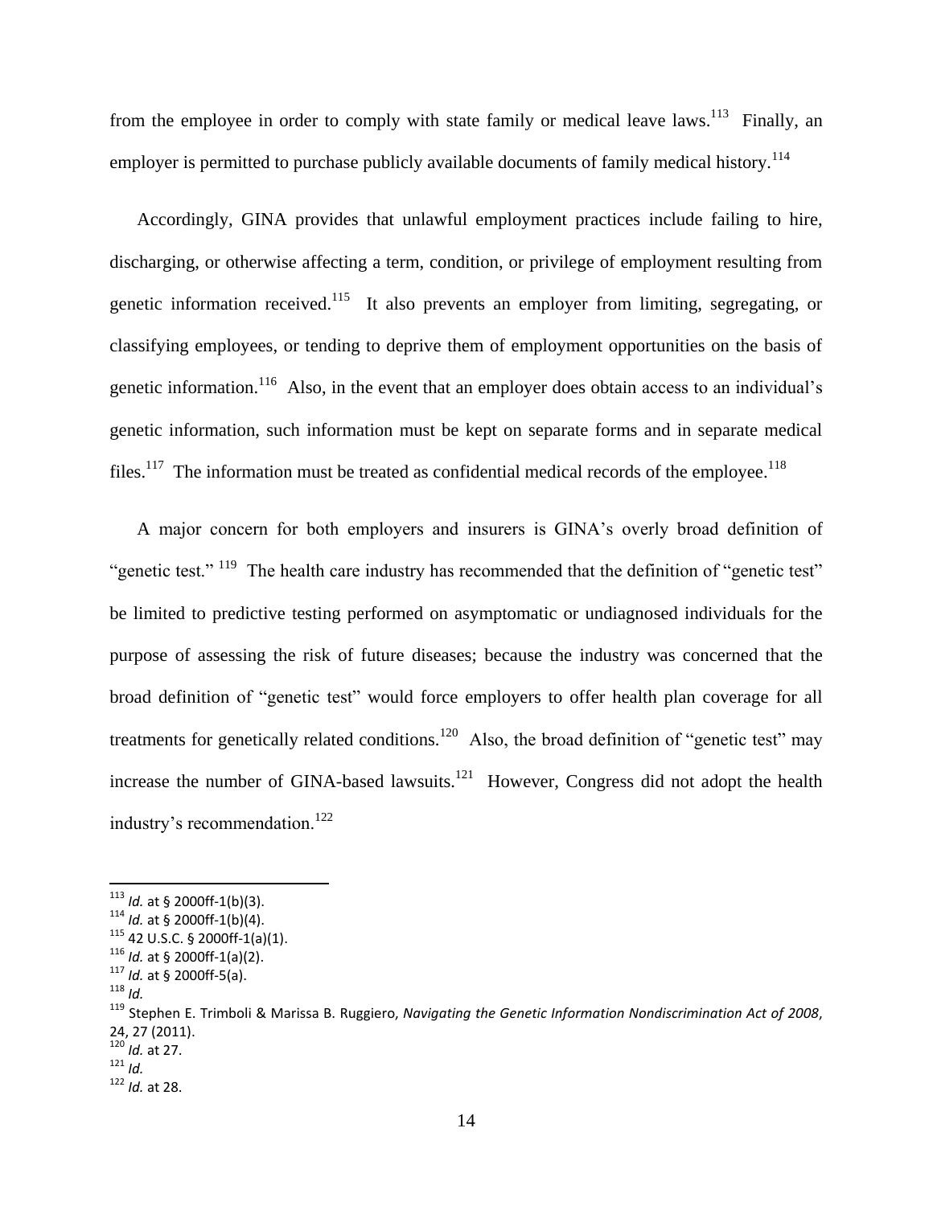from the employee in order to comply with state family or medical leave laws.[113] Finally, an employer is permitted to purchase publicly available documents of family medical history.[114]

Accordingly, GINA provides that unlawful employment practices include failing to hire, discharging, or otherwise affecting a term, condition, or privilege of employment resulting from genetic information received.[115] It also prevents an employer from limiting, segregating, or classifying employees, or tending to deprive them of employment opportunities on the basis of genetic information.[116] Also, in the event that an employer does obtain access to an individual's genetic information, such information must be kept on separate forms and in separate medical files.[117] The information must be treated as confidential medical records of the employee.[118]

A major concern for both employers and insurers is GINA's overly broad definition of "genetic test." [119] The health care industry has recommended that the definition of "genetic test" be limited to predictive testing performed on asymptomatic or undiagnosed individuals for the purpose of assessing the risk of future diseases; because the industry was concerned that the broad definition of "genetic test" would force employers to offer health plan coverage for all treatments for genetically related conditions.[120] Also, the broad definition of "genetic test" may increase the number of GINA-based lawsuits.[121] However, Congress did not adopt the health industry's recommendation.[122]

---

[113] *Id.* at § 2000ff-1(b)(3).
[114] *Id.* at § 2000ff-1(b)(4).
[115] 42 U.S.C. § 2000ff-1(a)(1).
[116] *Id.* at § 2000ff-1(a)(2).
[117] *Id.* at § 2000ff-5(a).
[118] *Id.*
[119] Stephen E. Trimboli & Marissa B. Ruggiero, *Navigating the Genetic Information Nondiscrimination Act of 2008*, 24, 27 (2011).
[120] *Id.* at 27.
[121] *Id.*
[122] *Id.* at 28.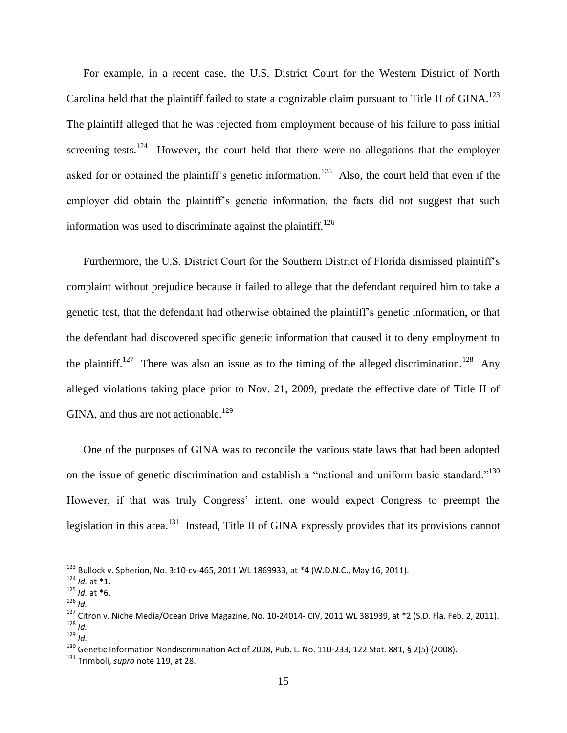For example, in a recent case, the U.S. District Court for the Western District of North Carolina held that the plaintiff failed to state a cognizable claim pursuant to Title II of GINA.[123] The plaintiff alleged that he was rejected from employment because of his failure to pass initial screening tests.[124] However, the court held that there were no allegations that the employer asked for or obtained the plaintiff's genetic information.[125] Also, the court held that even if the employer did obtain the plaintiff's genetic information, the facts did not suggest that such information was used to discriminate against the plaintiff.[126]

Furthermore, the U.S. District Court for the Southern District of Florida dismissed plaintiff's complaint without prejudice because it failed to allege that the defendant required him to take a genetic test, that the defendant had otherwise obtained the plaintiff's genetic information, or that the defendant had discovered specific genetic information that caused it to deny employment to the plaintiff.[127] There was also an issue as to the timing of the alleged discrimination.[128] Any alleged violations taking place prior to Nov. 21, 2009, predate the effective date of Title II of GINA, and thus are not actionable.[129]

One of the purposes of GINA was to reconcile the various state laws that had been adopted on the issue of genetic discrimination and establish a "national and uniform basic standard."[130] However, if that was truly Congress' intent, one would expect Congress to preempt the legislation in this area.[131] Instead, Title II of GINA expressly provides that its provisions cannot

---

[123] Bullock v. Spherion, No. 3:10-cv-465, 2011 WL 1869933, at *4 (W.D.N.C., May 16, 2011).
[124] *Id.* at *1.
[125] *Id.* at *6.
[126] *Id.*
[127] Citron v. Niche Media/Ocean Drive Magazine, No. 10-24014- CIV, 2011 WL 381939, at *2 (S.D. Fla. Feb. 2, 2011).
[128] *Id.*
[129] *Id.*
[130] Genetic Information Nondiscrimination Act of 2008, Pub. L. No. 110-233, 122 Stat. 881, § 2(5) (2008).
[131] Trimboli, *supra* note 119, at 28.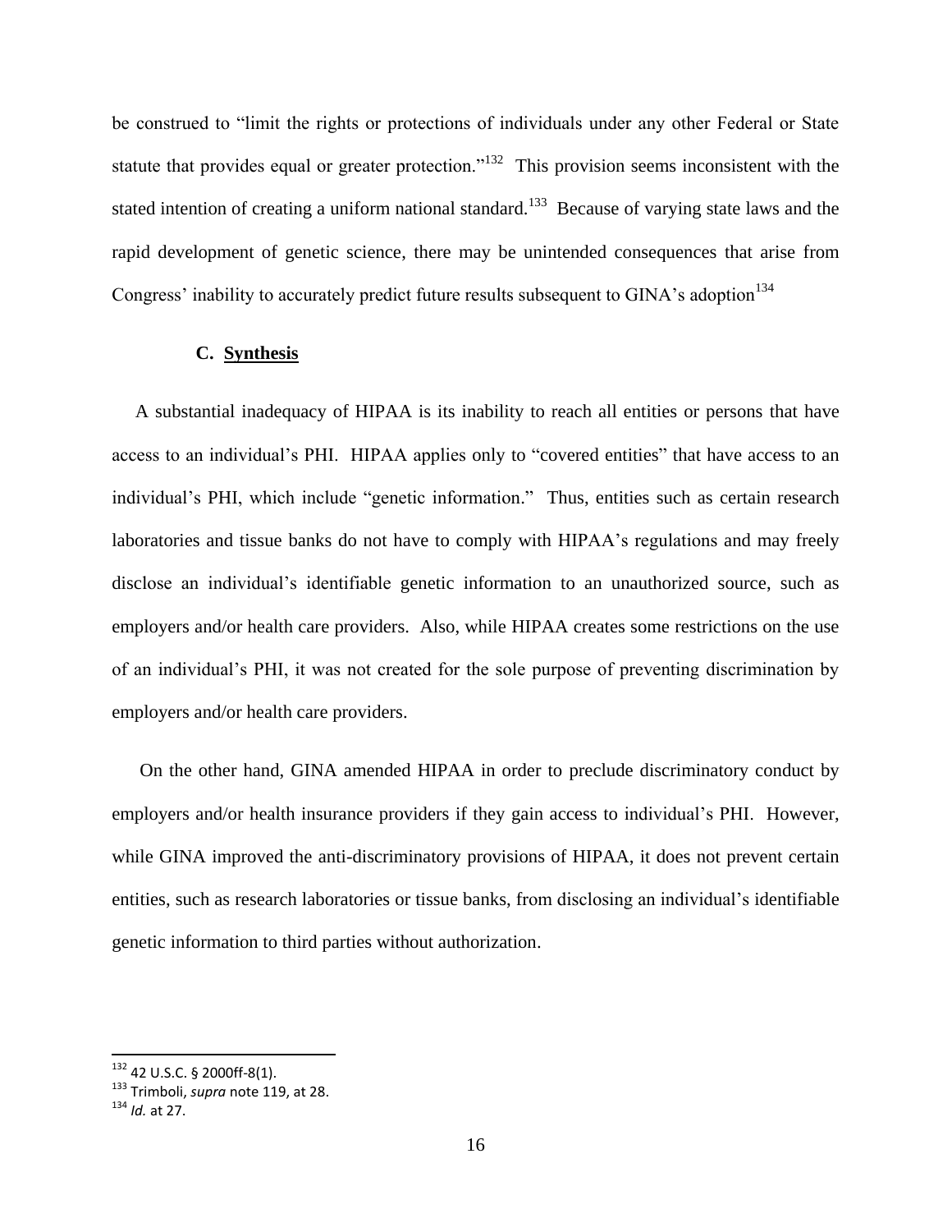be construed to "limit the rights or protections of individuals under any other Federal or State statute that provides equal or greater protection."[132] This provision seems inconsistent with the stated intention of creating a uniform national standard.[133] Because of varying state laws and the rapid development of genetic science, there may be unintended consequences that arise from Congress' inability to accurately predict future results subsequent to GINA's adoption[134]

### C. Synthesis

A substantial inadequacy of HIPAA is its inability to reach all entities or persons that have access to an individual's PHI. HIPAA applies only to "covered entities" that have access to an individual's PHI, which include "genetic information." Thus, entities such as certain research laboratories and tissue banks do not have to comply with HIPAA's regulations and may freely disclose an individual's identifiable genetic information to an unauthorized source, such as employers and/or health care providers. Also, while HIPAA creates some restrictions on the use of an individual's PHI, it was not created for the sole purpose of preventing discrimination by employers and/or health care providers.

On the other hand, GINA amended HIPAA in order to preclude discriminatory conduct by employers and/or health insurance providers if they gain access to individual's PHI. However, while GINA improved the anti-discriminatory provisions of HIPAA, it does not prevent certain entities, such as research laboratories or tissue banks, from disclosing an individual's identifiable genetic information to third parties without authorization.

---

[132] 42 U.S.C. § 2000ff-8(1).

[133] Trimboli, *supra* note 119, at 28.

[134] *Id.* at 27.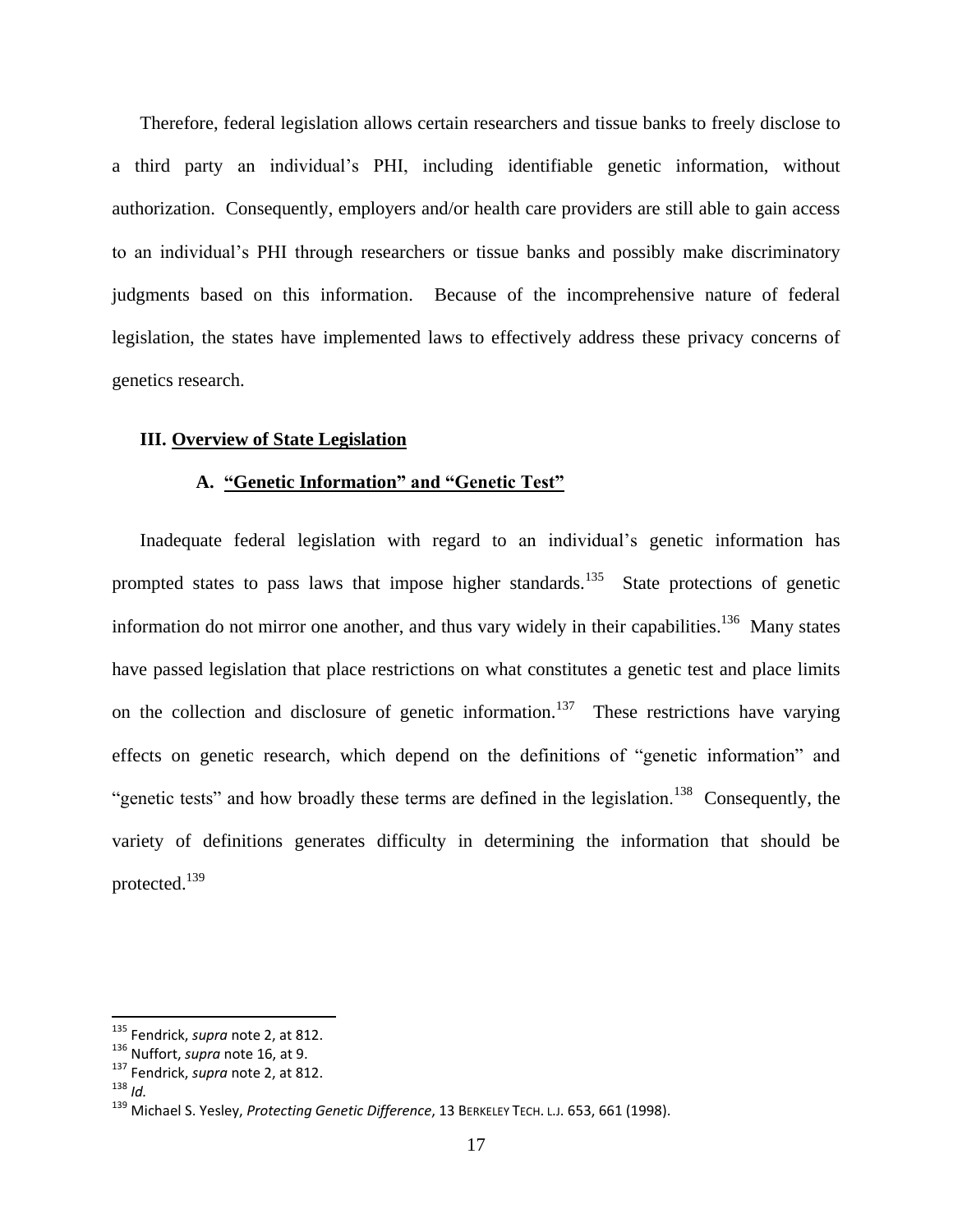Therefore, federal legislation allows certain researchers and tissue banks to freely disclose to a third party an individual's PHI, including identifiable genetic information, without authorization. Consequently, employers and/or health care providers are still able to gain access to an individual's PHI through researchers or tissue banks and possibly make discriminatory judgments based on this information. Because of the incomprehensive nature of federal legislation, the states have implemented laws to effectively address these privacy concerns of genetics research.

## III. Overview of State Legislation

### A. "Genetic Information" and "Genetic Test"

Inadequate federal legislation with regard to an individual's genetic information has prompted states to pass laws that impose higher standards.[135] State protections of genetic information do not mirror one another, and thus vary widely in their capabilities.[136] Many states have passed legislation that place restrictions on what constitutes a genetic test and place limits on the collection and disclosure of genetic information.[137] These restrictions have varying effects on genetic research, which depend on the definitions of "genetic information" and "genetic tests" and how broadly these terms are defined in the legislation.[138] Consequently, the variety of definitions generates difficulty in determining the information that should be protected.[139]

---

[135] Fendrick, *supra* note 2, at 812.
[136] Nuffort, *supra* note 16, at 9.
[137] Fendrick, *supra* note 2, at 812.
[138] *Id.*
[139] Michael S. Yesley, *Protecting Genetic Difference*, 13 BERKELEY TECH. L.J. 653, 661 (1998).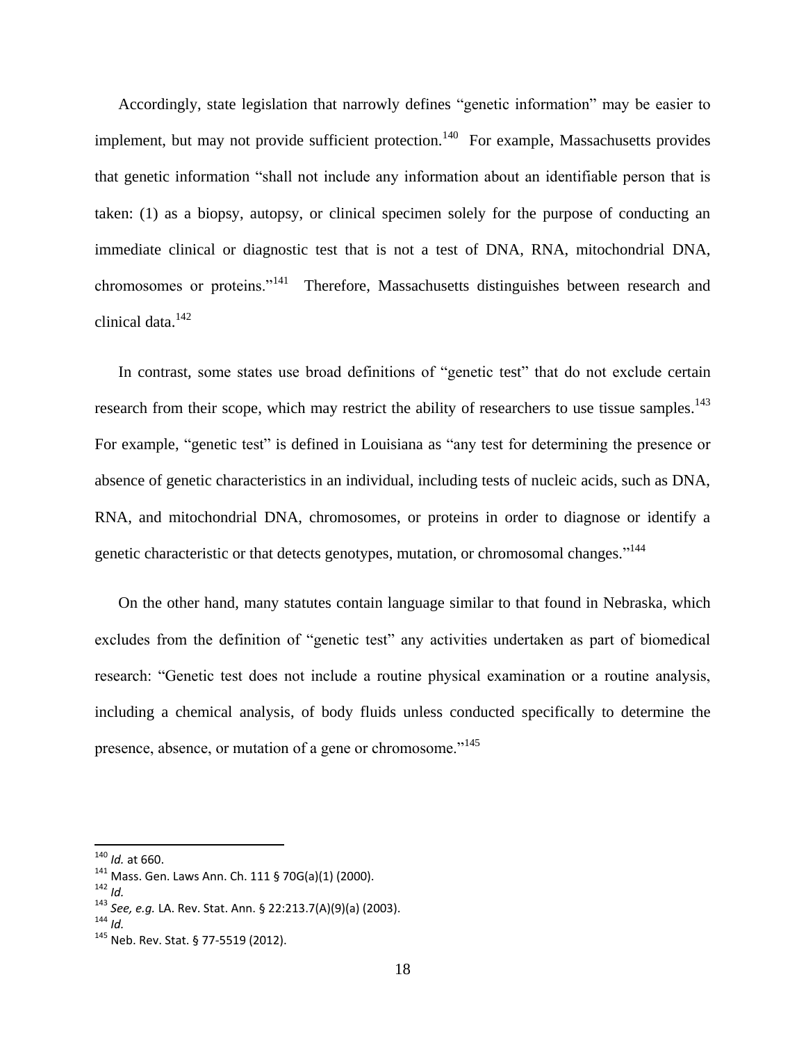Accordingly, state legislation that narrowly defines "genetic information" may be easier to implement, but may not provide sufficient protection.[140] For example, Massachusetts provides that genetic information "shall not include any information about an identifiable person that is taken: (1) as a biopsy, autopsy, or clinical specimen solely for the purpose of conducting an immediate clinical or diagnostic test that is not a test of DNA, RNA, mitochondrial DNA, chromosomes or proteins."[141] Therefore, Massachusetts distinguishes between research and clinical data.[142]

In contrast, some states use broad definitions of "genetic test" that do not exclude certain research from their scope, which may restrict the ability of researchers to use tissue samples.[143] For example, "genetic test" is defined in Louisiana as "any test for determining the presence or absence of genetic characteristics in an individual, including tests of nucleic acids, such as DNA, RNA, and mitochondrial DNA, chromosomes, or proteins in order to diagnose or identify a genetic characteristic or that detects genotypes, mutation, or chromosomal changes."[144]

On the other hand, many statutes contain language similar to that found in Nebraska, which excludes from the definition of "genetic test" any activities undertaken as part of biomedical research: "Genetic test does not include a routine physical examination or a routine analysis, including a chemical analysis, of body fluids unless conducted specifically to determine the presence, absence, or mutation of a gene or chromosome."[145]

---

[140] *Id.* at 660.
[141] Mass. Gen. Laws Ann. Ch. 111 § 70G(a)(1) (2000).
[142] *Id.*
[143] *See, e.g.* LA. Rev. Stat. Ann. § 22:213.7(A)(9)(a) (2003).
[144] *Id.*
[145] Neb. Rev. Stat. § 77-5519 (2012).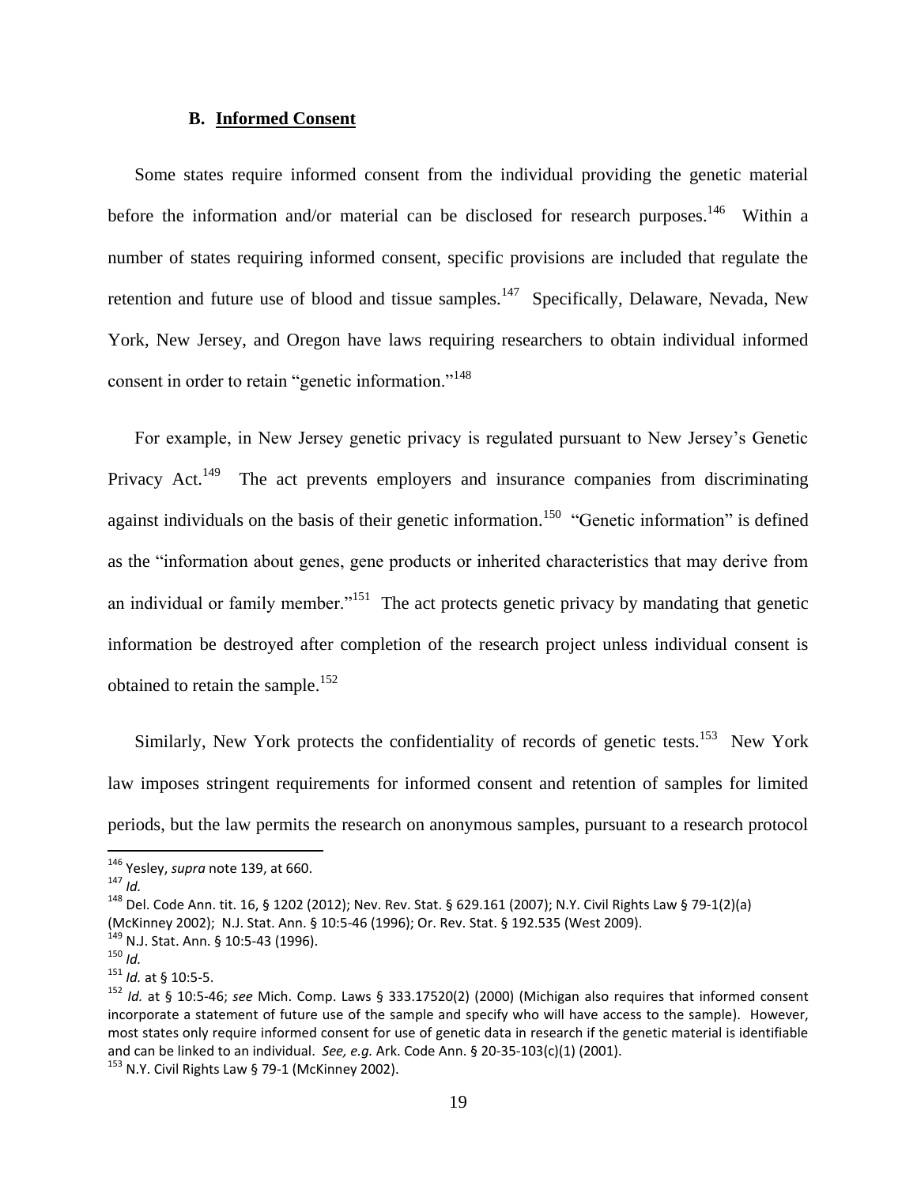### B. Informed Consent

Some states require informed consent from the individual providing the genetic material before the information and/or material can be disclosed for research purposes.[146] Within a number of states requiring informed consent, specific provisions are included that regulate the retention and future use of blood and tissue samples.[147] Specifically, Delaware, Nevada, New York, New Jersey, and Oregon have laws requiring researchers to obtain individual informed consent in order to retain "genetic information."[148]

For example, in New Jersey genetic privacy is regulated pursuant to New Jersey's Genetic Privacy Act.[149] The act prevents employers and insurance companies from discriminating against individuals on the basis of their genetic information.[150] "Genetic information" is defined as the "information about genes, gene products or inherited characteristics that may derive from an individual or family member."[151] The act protects genetic privacy by mandating that genetic information be destroyed after completion of the research project unless individual consent is obtained to retain the sample.[152]

Similarly, New York protects the confidentiality of records of genetic tests.[153] New York law imposes stringent requirements for informed consent and retention of samples for limited periods, but the law permits the research on anonymous samples, pursuant to a research protocol

---

[146] Yesley, *supra* note 139, at 660.

[147] *Id.*

[148] Del. Code Ann. tit. 16, § 1202 (2012); Nev. Rev. Stat. § 629.161 (2007); N.Y. Civil Rights Law § 79-1(2)(a) (McKinney 2002); N.J. Stat. Ann. § 10:5-46 (1996); Or. Rev. Stat. § 192.535 (West 2009).

[149] N.J. Stat. Ann. § 10:5-43 (1996).

[150] *Id.*

[151] *Id.* at § 10:5-5.

[152] *Id.* at § 10:5-46; *see* Mich. Comp. Laws § 333.17520(2) (2000) (Michigan also requires that informed consent incorporate a statement of future use of the sample and specify who will have access to the sample). However, most states only require informed consent for use of genetic data in research if the genetic material is identifiable and can be linked to an individual. *See, e.g.* Ark. Code Ann. § 20-35-103(c)(1) (2001).

[153] N.Y. Civil Rights Law § 79-1 (McKinney 2002).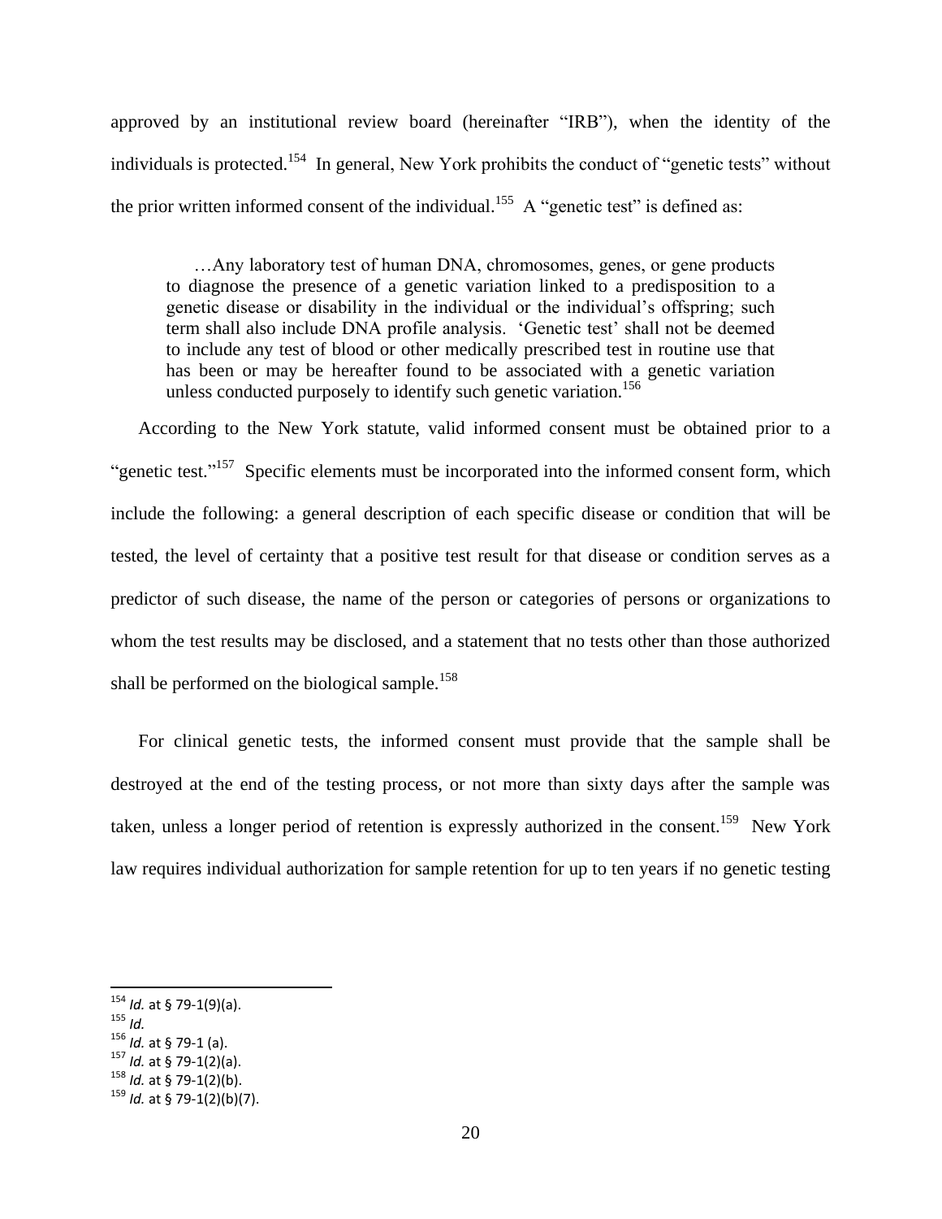approved by an institutional review board (hereinafter "IRB"), when the identity of the individuals is protected.[154] In general, New York prohibits the conduct of "genetic tests" without the prior written informed consent of the individual.[155] A "genetic test" is defined as:

> …Any laboratory test of human DNA, chromosomes, genes, or gene products to diagnose the presence of a genetic variation linked to a predisposition to a genetic disease or disability in the individual or the individual's offspring; such term shall also include DNA profile analysis. 'Genetic test' shall not be deemed to include any test of blood or other medically prescribed test in routine use that has been or may be hereafter found to be associated with a genetic variation unless conducted purposely to identify such genetic variation.[156]

According to the New York statute, valid informed consent must be obtained prior to a "genetic test."[157] Specific elements must be incorporated into the informed consent form, which include the following: a general description of each specific disease or condition that will be tested, the level of certainty that a positive test result for that disease or condition serves as a predictor of such disease, the name of the person or categories of persons or organizations to whom the test results may be disclosed, and a statement that no tests other than those authorized shall be performed on the biological sample.[158]

For clinical genetic tests, the informed consent must provide that the sample shall be destroyed at the end of the testing process, or not more than sixty days after the sample was taken, unless a longer period of retention is expressly authorized in the consent.[159] New York law requires individual authorization for sample retention for up to ten years if no genetic testing

---

[154] *Id.* at § 79-1(9)(a).
[155] *Id.*
[156] *Id.* at § 79-1 (a).
[157] *Id.* at § 79-1(2)(a).
[158] *Id.* at § 79-1(2)(b).
[159] *Id.* at § 79-1(2)(b)(7).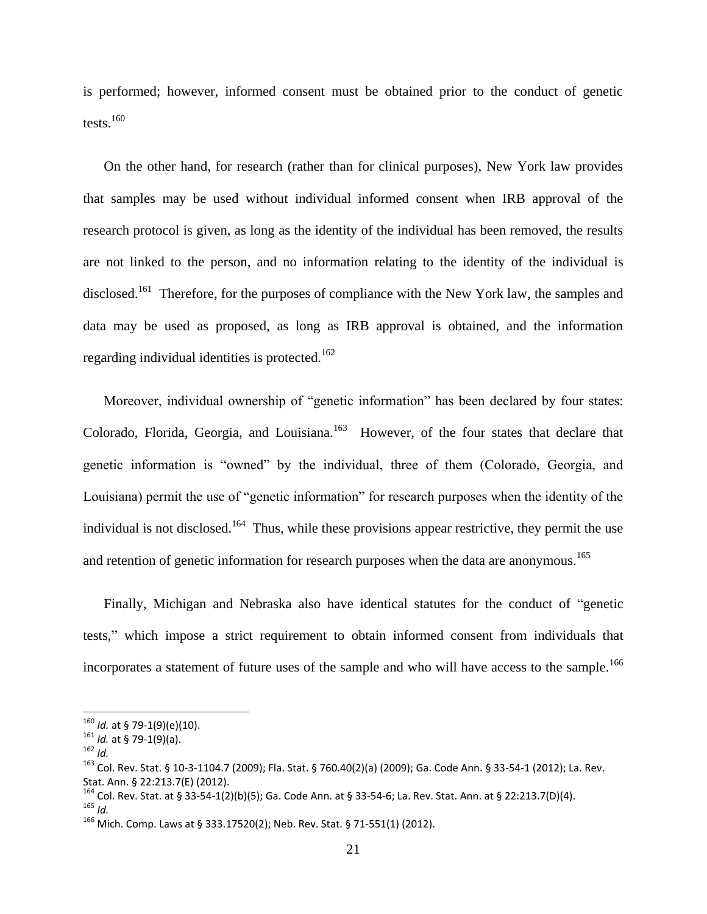is performed; however, informed consent must be obtained prior to the conduct of genetic tests.[160]

On the other hand, for research (rather than for clinical purposes), New York law provides that samples may be used without individual informed consent when IRB approval of the research protocol is given, as long as the identity of the individual has been removed, the results are not linked to the person, and no information relating to the identity of the individual is disclosed.[161] Therefore, for the purposes of compliance with the New York law, the samples and data may be used as proposed, as long as IRB approval is obtained, and the information regarding individual identities is protected.[162]

Moreover, individual ownership of "genetic information" has been declared by four states: Colorado, Florida, Georgia, and Louisiana.[163] However, of the four states that declare that genetic information is "owned" by the individual, three of them (Colorado, Georgia, and Louisiana) permit the use of "genetic information" for research purposes when the identity of the individual is not disclosed.[164] Thus, while these provisions appear restrictive, they permit the use and retention of genetic information for research purposes when the data are anonymous.[165]

Finally, Michigan and Nebraska also have identical statutes for the conduct of "genetic tests," which impose a strict requirement to obtain informed consent from individuals that incorporates a statement of future uses of the sample and who will have access to the sample.[166]

---

[160] *Id.* at § 79-1(9)(e)(10).
[161] *Id.* at § 79-1(9)(a).
[162] *Id.*
[163] Col. Rev. Stat. § 10-3-1104.7 (2009); Fla. Stat. § 760.40(2)(a) (2009); Ga. Code Ann. § 33-54-1 (2012); La. Rev. Stat. Ann. § 22:213.7(E) (2012).
[164] Col. Rev. Stat. at § 33-54-1(2)(b)(5); Ga. Code Ann. at § 33-54-6; La. Rev. Stat. Ann. at § 22:213.7(D)(4).
[165] *Id.*
[166] Mich. Comp. Laws at § 333.17520(2); Neb. Rev. Stat. § 71-551(1) (2012).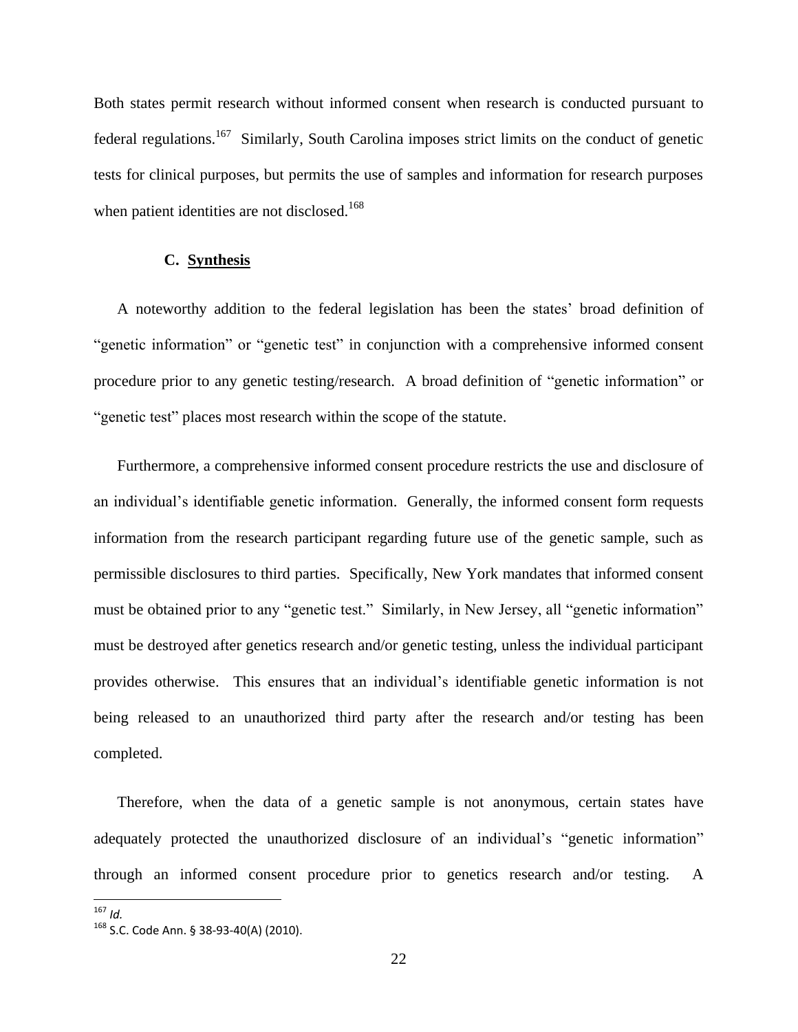Both states permit research without informed consent when research is conducted pursuant to federal regulations.[167] Similarly, South Carolina imposes strict limits on the conduct of genetic tests for clinical purposes, but permits the use of samples and information for research purposes when patient identities are not disclosed.[168]

### C. Synthesis

A noteworthy addition to the federal legislation has been the states' broad definition of "genetic information" or "genetic test" in conjunction with a comprehensive informed consent procedure prior to any genetic testing/research. A broad definition of "genetic information" or "genetic test" places most research within the scope of the statute.

Furthermore, a comprehensive informed consent procedure restricts the use and disclosure of an individual's identifiable genetic information. Generally, the informed consent form requests information from the research participant regarding future use of the genetic sample, such as permissible disclosures to third parties. Specifically, New York mandates that informed consent must be obtained prior to any "genetic test." Similarly, in New Jersey, all "genetic information" must be destroyed after genetics research and/or genetic testing, unless the individual participant provides otherwise. This ensures that an individual's identifiable genetic information is not being released to an unauthorized third party after the research and/or testing has been completed.

Therefore, when the data of a genetic sample is not anonymous, certain states have adequately protected the unauthorized disclosure of an individual's "genetic information" through an informed consent procedure prior to genetics research and/or testing. A

---

[167] *Id.*

[168] S.C. Code Ann. § 38-93-40(A) (2010).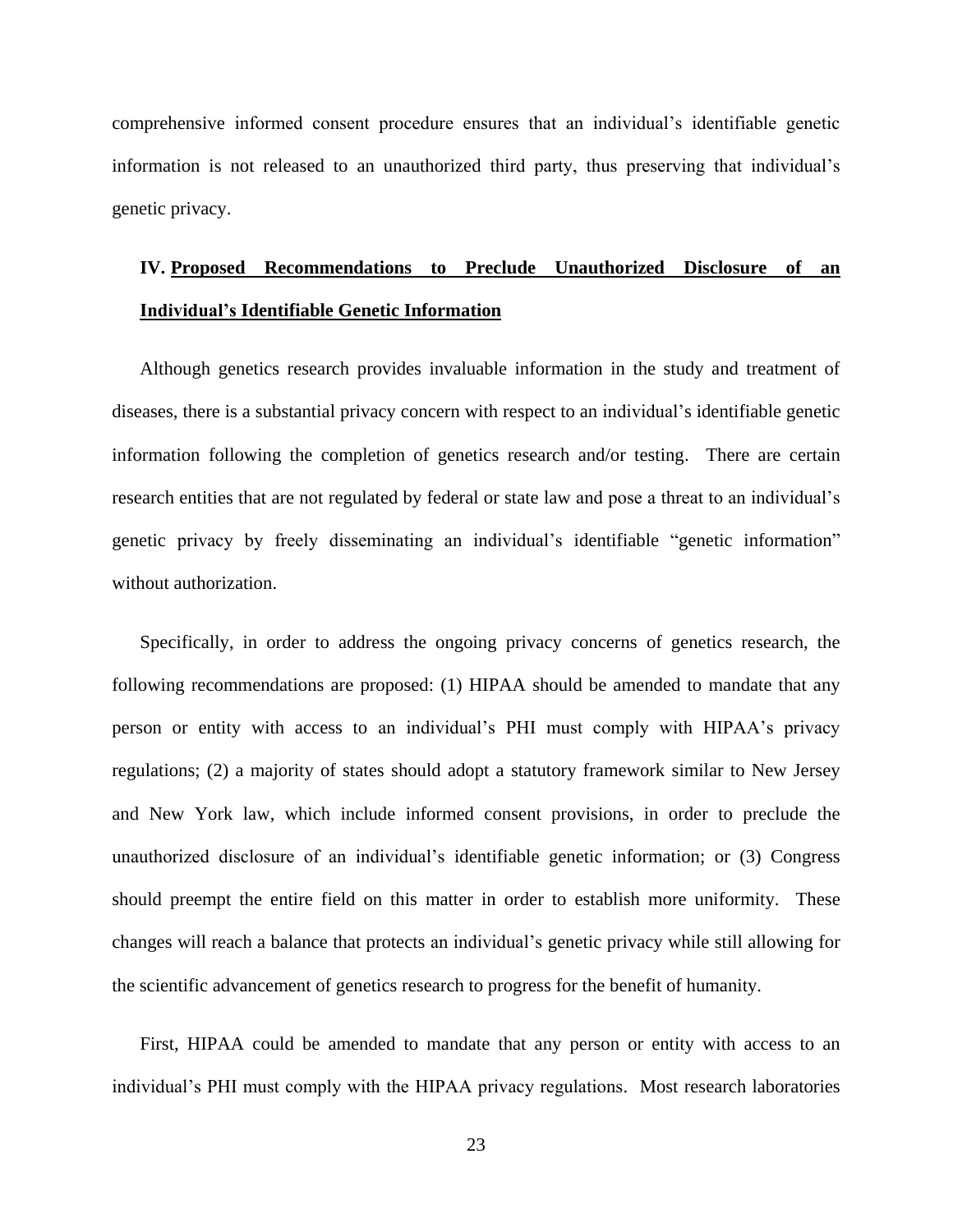comprehensive informed consent procedure ensures that an individual's identifiable genetic information is not released to an unauthorized third party, thus preserving that individual's genetic privacy.

## IV. <u>Proposed Recommendations to Preclude Unauthorized Disclosure of an Individual's Identifiable Genetic Information</u>

Although genetics research provides invaluable information in the study and treatment of diseases, there is a substantial privacy concern with respect to an individual's identifiable genetic information following the completion of genetics research and/or testing. There are certain research entities that are not regulated by federal or state law and pose a threat to an individual's genetic privacy by freely disseminating an individual's identifiable "genetic information" without authorization.

Specifically, in order to address the ongoing privacy concerns of genetics research, the following recommendations are proposed: (1) HIPAA should be amended to mandate that any person or entity with access to an individual's PHI must comply with HIPAA's privacy regulations; (2) a majority of states should adopt a statutory framework similar to New Jersey and New York law, which include informed consent provisions, in order to preclude the unauthorized disclosure of an individual's identifiable genetic information; or (3) Congress should preempt the entire field on this matter in order to establish more uniformity. These changes will reach a balance that protects an individual's genetic privacy while still allowing for the scientific advancement of genetics research to progress for the benefit of humanity.

First, HIPAA could be amended to mandate that any person or entity with access to an individual's PHI must comply with the HIPAA privacy regulations. Most research laboratories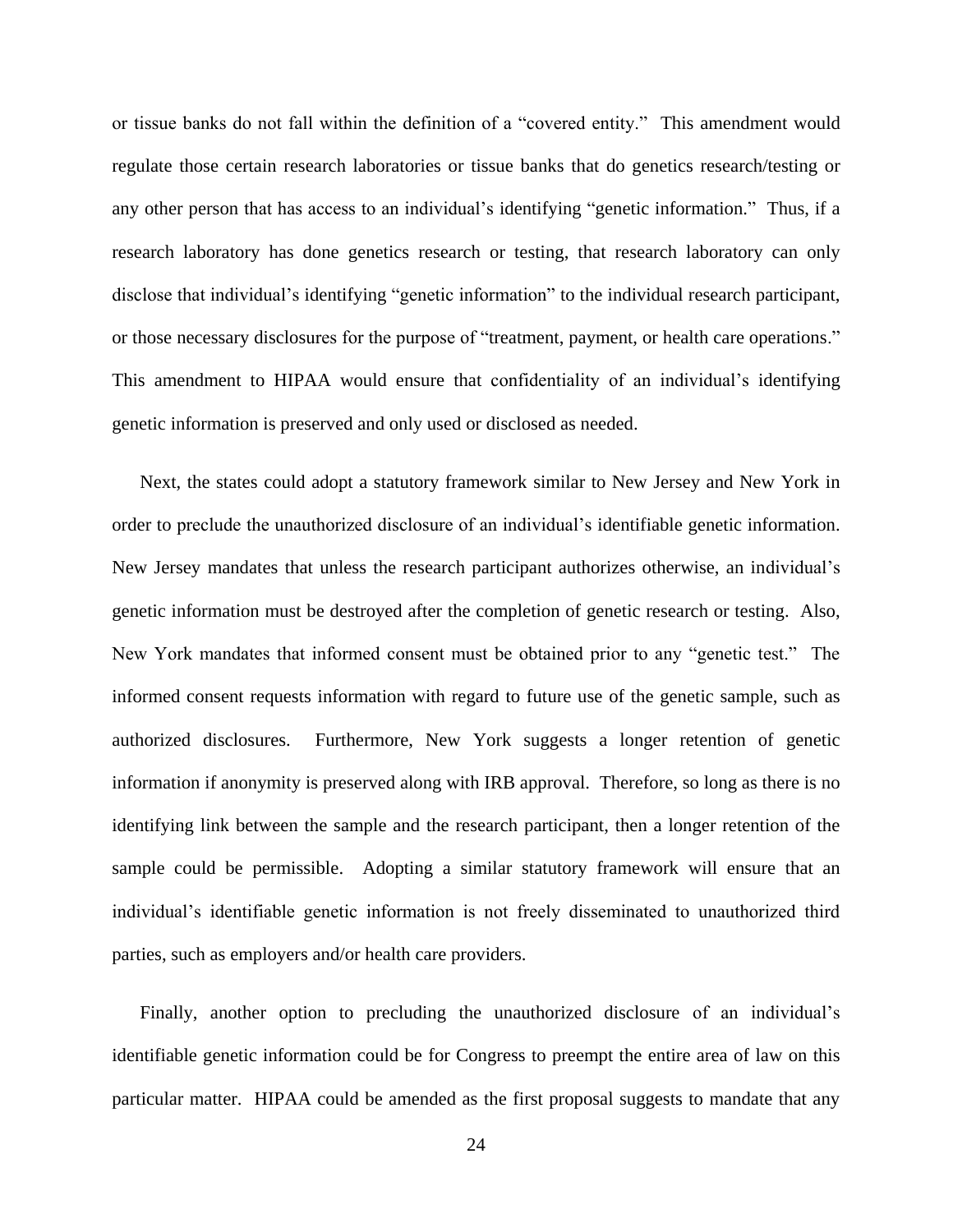or tissue banks do not fall within the definition of a "covered entity." This amendment would regulate those certain research laboratories or tissue banks that do genetics research/testing or any other person that has access to an individual's identifying "genetic information." Thus, if a research laboratory has done genetics research or testing, that research laboratory can only disclose that individual's identifying "genetic information" to the individual research participant, or those necessary disclosures for the purpose of "treatment, payment, or health care operations." This amendment to HIPAA would ensure that confidentiality of an individual's identifying genetic information is preserved and only used or disclosed as needed.

Next, the states could adopt a statutory framework similar to New Jersey and New York in order to preclude the unauthorized disclosure of an individual's identifiable genetic information. New Jersey mandates that unless the research participant authorizes otherwise, an individual's genetic information must be destroyed after the completion of genetic research or testing. Also, New York mandates that informed consent must be obtained prior to any "genetic test." The informed consent requests information with regard to future use of the genetic sample, such as authorized disclosures. Furthermore, New York suggests a longer retention of genetic information if anonymity is preserved along with IRB approval. Therefore, so long as there is no identifying link between the sample and the research participant, then a longer retention of the sample could be permissible. Adopting a similar statutory framework will ensure that an individual's identifiable genetic information is not freely disseminated to unauthorized third parties, such as employers and/or health care providers.

Finally, another option to precluding the unauthorized disclosure of an individual's identifiable genetic information could be for Congress to preempt the entire area of law on this particular matter. HIPAA could be amended as the first proposal suggests to mandate that any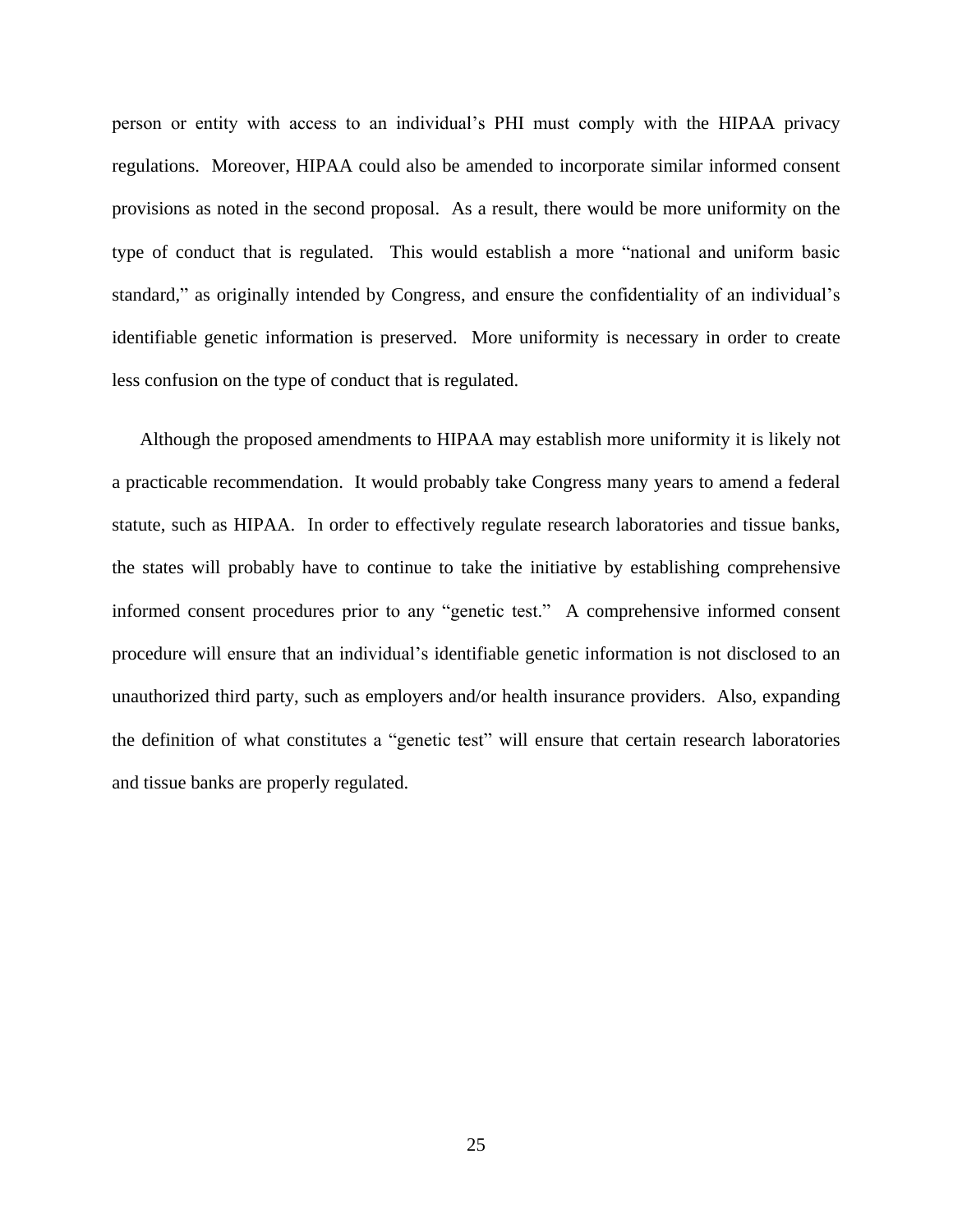person or entity with access to an individual's PHI must comply with the HIPAA privacy regulations. Moreover, HIPAA could also be amended to incorporate similar informed consent provisions as noted in the second proposal. As a result, there would be more uniformity on the type of conduct that is regulated. This would establish a more "national and uniform basic standard," as originally intended by Congress, and ensure the confidentiality of an individual's identifiable genetic information is preserved. More uniformity is necessary in order to create less confusion on the type of conduct that is regulated.

Although the proposed amendments to HIPAA may establish more uniformity it is likely not a practicable recommendation. It would probably take Congress many years to amend a federal statute, such as HIPAA. In order to effectively regulate research laboratories and tissue banks, the states will probably have to continue to take the initiative by establishing comprehensive informed consent procedures prior to any "genetic test." A comprehensive informed consent procedure will ensure that an individual's identifiable genetic information is not disclosed to an unauthorized third party, such as employers and/or health insurance providers. Also, expanding the definition of what constitutes a "genetic test" will ensure that certain research laboratories and tissue banks are properly regulated.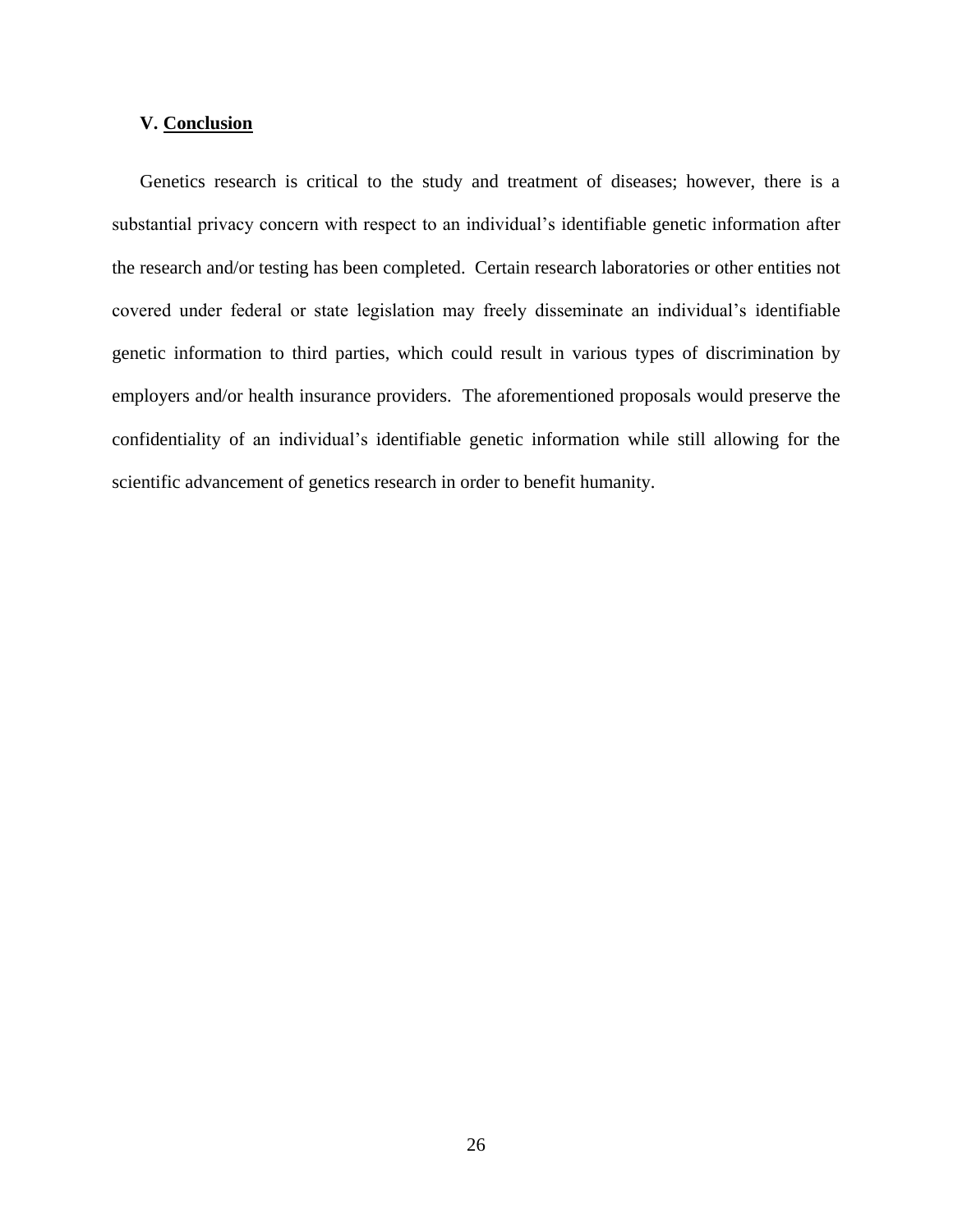## V. <u>Conclusion</u>

Genetics research is critical to the study and treatment of diseases; however, there is a substantial privacy concern with respect to an individual's identifiable genetic information after the research and/or testing has been completed. Certain research laboratories or other entities not covered under federal or state legislation may freely disseminate an individual's identifiable genetic information to third parties, which could result in various types of discrimination by employers and/or health insurance providers. The aforementioned proposals would preserve the confidentiality of an individual's identifiable genetic information while still allowing for the scientific advancement of genetics research in order to benefit humanity.